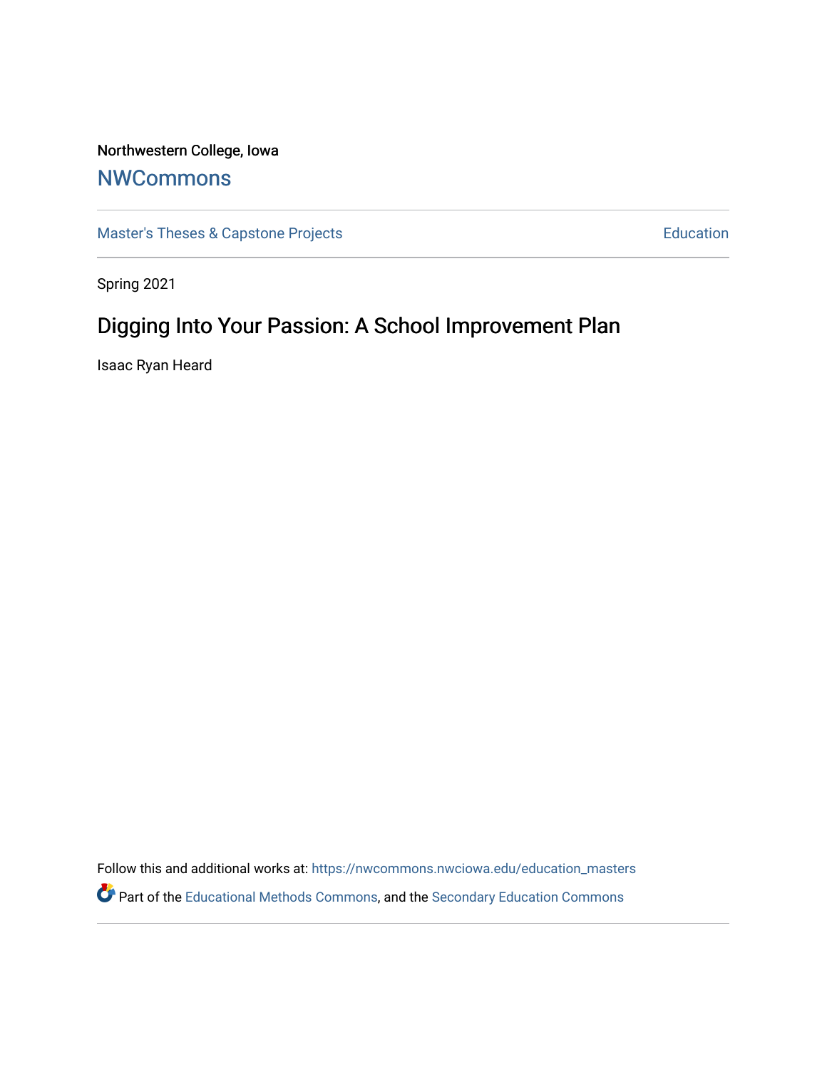Northwestern College, Iowa

# NWCommons

Master's Theses & Capstone Projects

Education

Spring 2021

## Digging Into Your Passion: A School Improvement Plan

Isaac Ryan Heard

Follow this and additional works at: https://nwcommons.nwciowa.edu/education_masters

Part of the Educational Methods Commons, and the Secondary Education Commons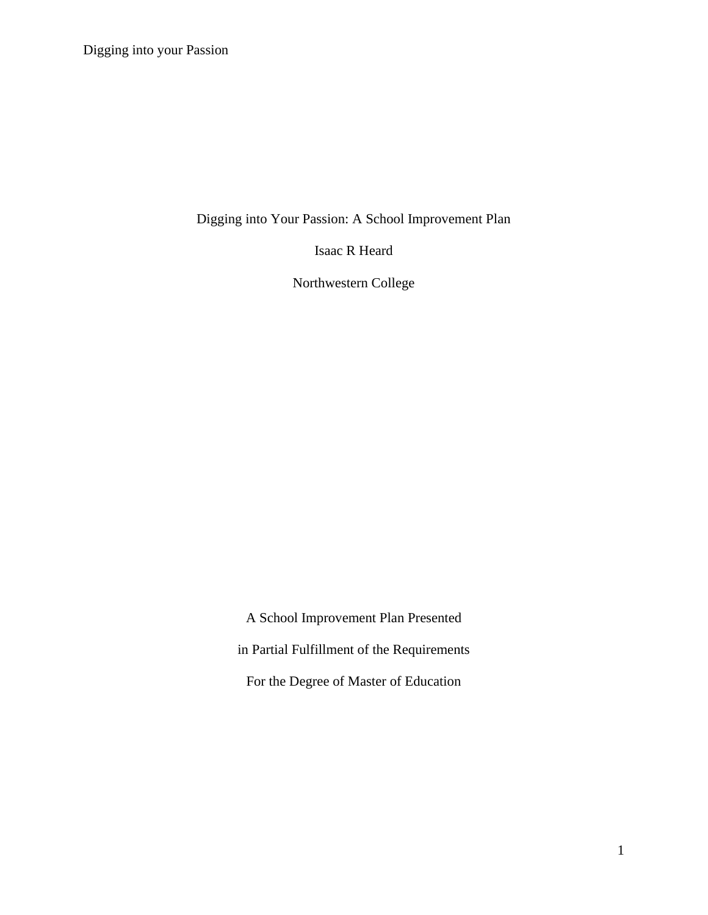Digging into Your Passion: A School Improvement Plan

Isaac R Heard

Northwestern College

A School Improvement Plan Presented

in Partial Fulfillment of the Requirements

For the Degree of Master of Education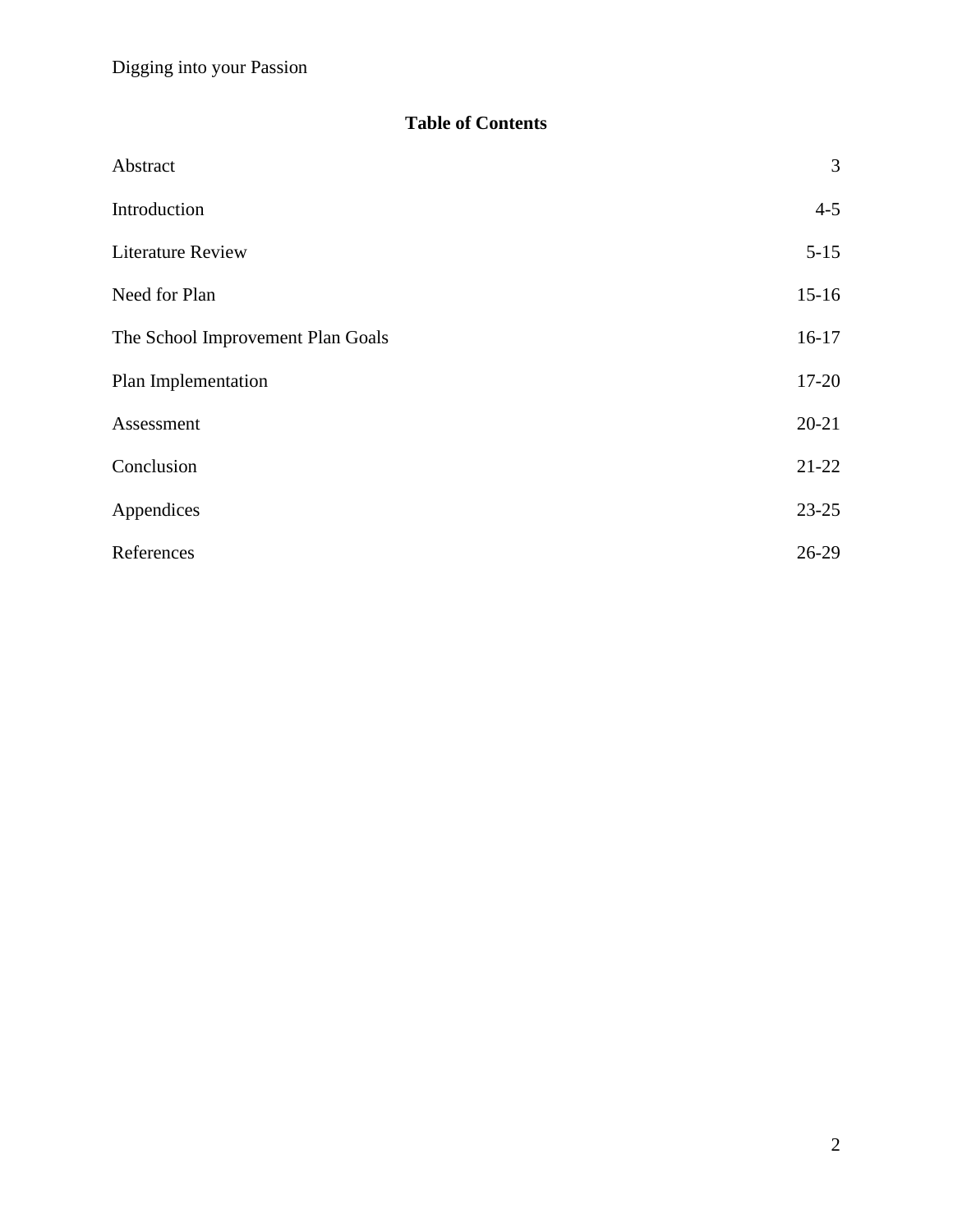## Table of Contents

| | |
|---|---|
| Abstract | 3 |
| Introduction | 4-5 |
| Literature Review | 5-15 |
| Need for Plan | 15-16 |
| The School Improvement Plan Goals | 16-17 |
| Plan Implementation | 17-20 |
| Assessment | 20-21 |
| Conclusion | 21-22 |
| Appendices | 23-25 |
| References | 26-29 |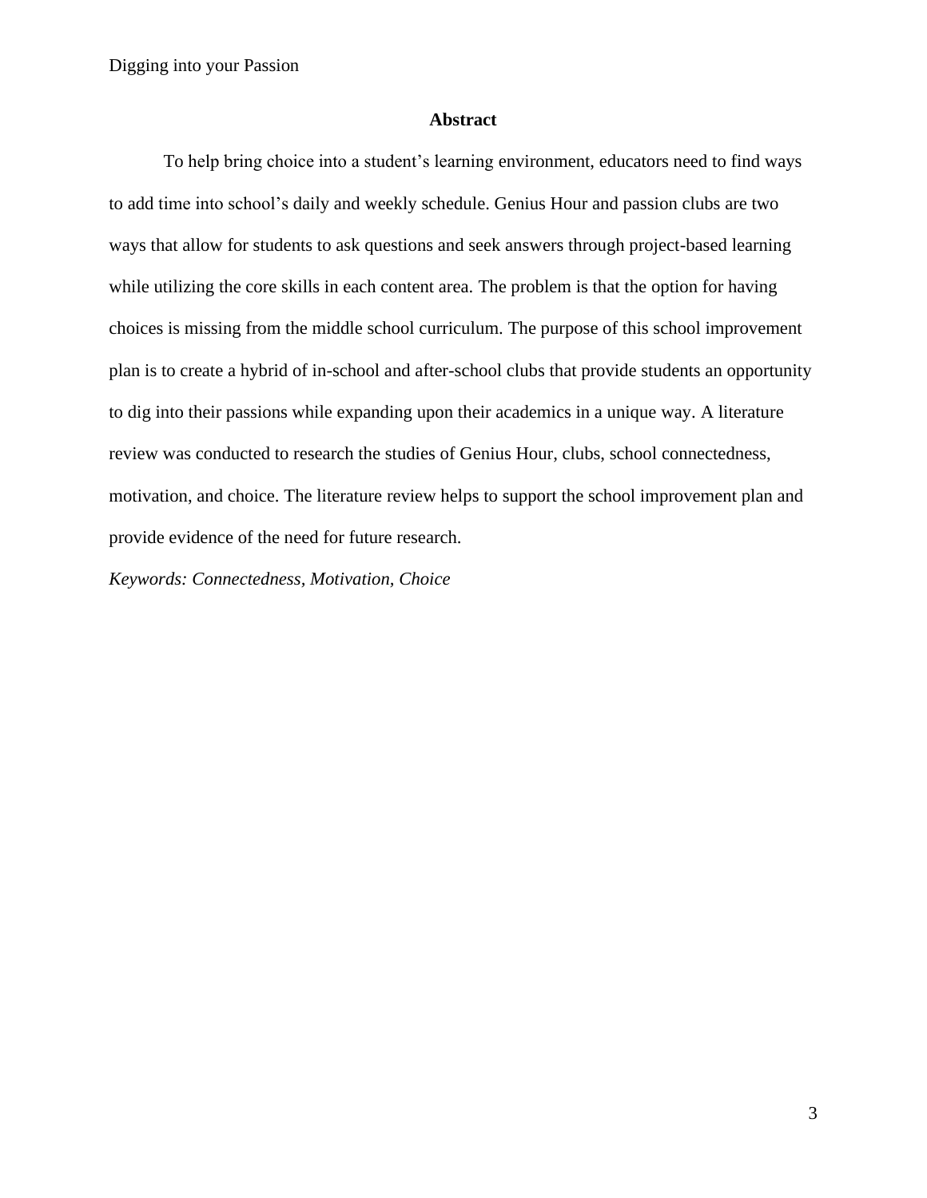## Abstract

To help bring choice into a student's learning environment, educators need to find ways to add time into school's daily and weekly schedule. Genius Hour and passion clubs are two ways that allow for students to ask questions and seek answers through project-based learning while utilizing the core skills in each content area. The problem is that the option for having choices is missing from the middle school curriculum. The purpose of this school improvement plan is to create a hybrid of in-school and after-school clubs that provide students an opportunity to dig into their passions while expanding upon their academics in a unique way. A literature review was conducted to research the studies of Genius Hour, clubs, school connectedness, motivation, and choice. The literature review helps to support the school improvement plan and provide evidence of the need for future research.

*Keywords: Connectedness, Motivation, Choice*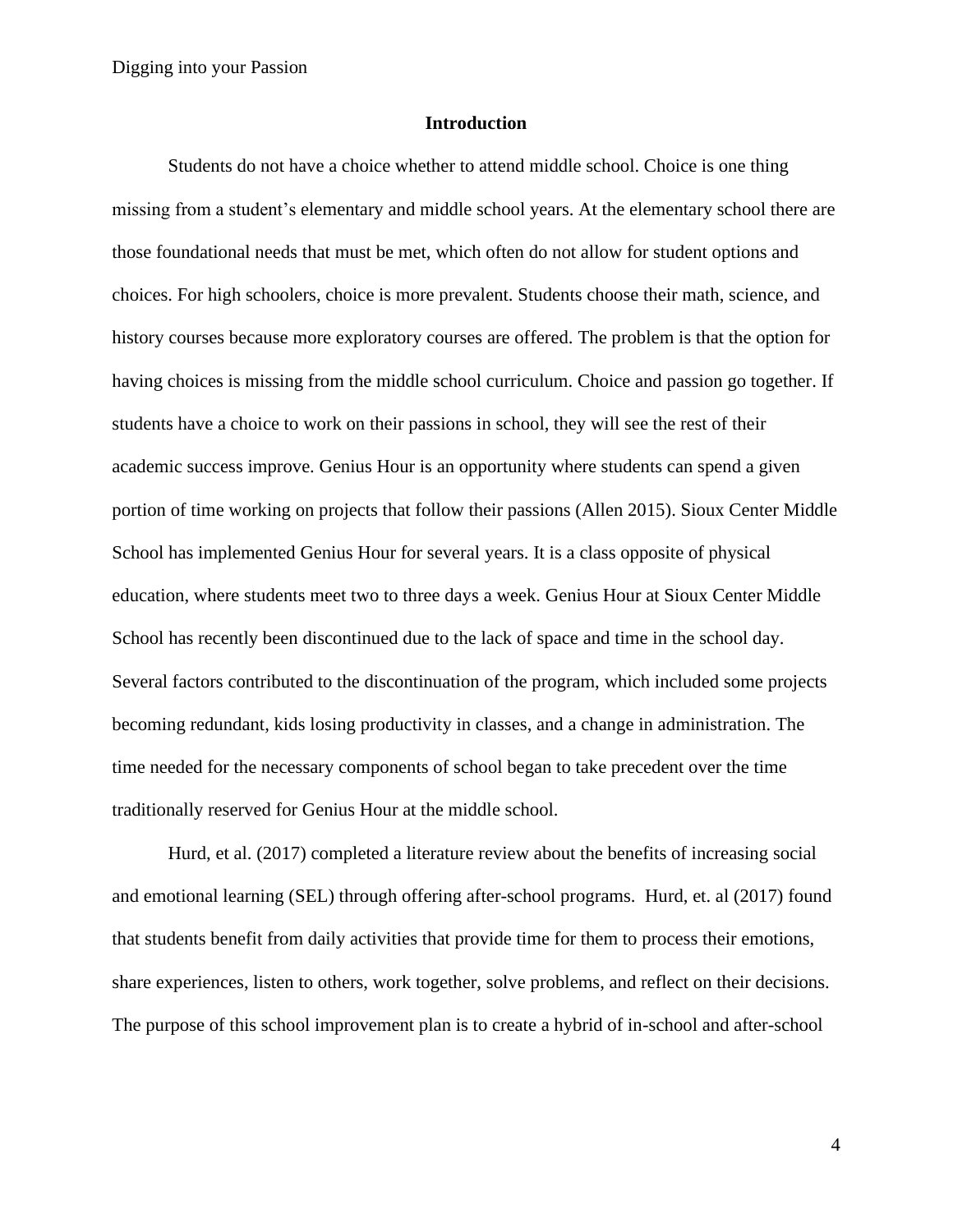## Introduction

Students do not have a choice whether to attend middle school. Choice is one thing missing from a student's elementary and middle school years. At the elementary school there are those foundational needs that must be met, which often do not allow for student options and choices. For high schoolers, choice is more prevalent. Students choose their math, science, and history courses because more exploratory courses are offered. The problem is that the option for having choices is missing from the middle school curriculum. Choice and passion go together. If students have a choice to work on their passions in school, they will see the rest of their academic success improve. Genius Hour is an opportunity where students can spend a given portion of time working on projects that follow their passions (Allen 2015). Sioux Center Middle School has implemented Genius Hour for several years. It is a class opposite of physical education, where students meet two to three days a week. Genius Hour at Sioux Center Middle School has recently been discontinued due to the lack of space and time in the school day. Several factors contributed to the discontinuation of the program, which included some projects becoming redundant, kids losing productivity in classes, and a change in administration. The time needed for the necessary components of school began to take precedent over the time traditionally reserved for Genius Hour at the middle school.

Hurd, et al. (2017) completed a literature review about the benefits of increasing social and emotional learning (SEL) through offering after-school programs. Hurd, et. al (2017) found that students benefit from daily activities that provide time for them to process their emotions, share experiences, listen to others, work together, solve problems, and reflect on their decisions. The purpose of this school improvement plan is to create a hybrid of in-school and after-school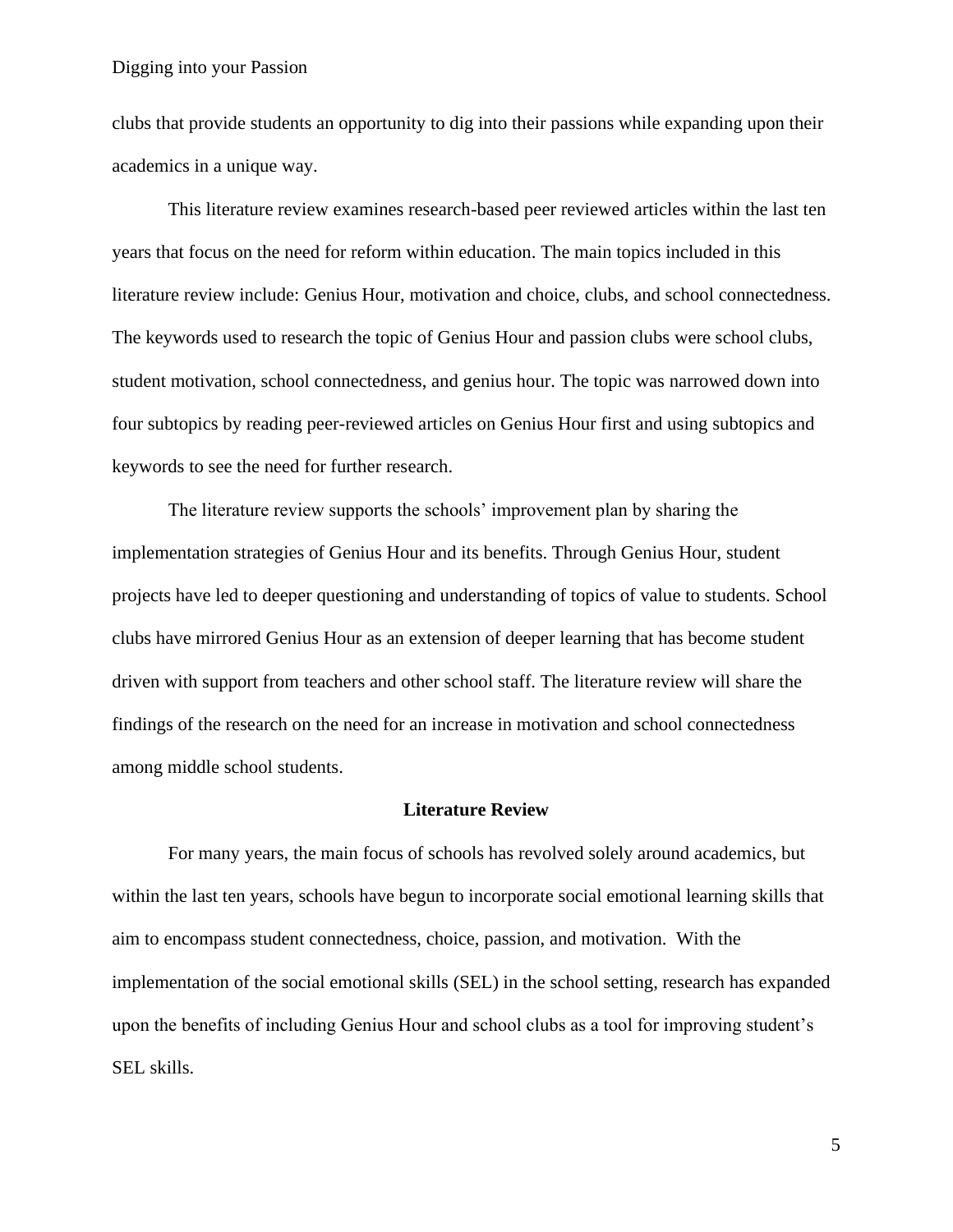clubs that provide students an opportunity to dig into their passions while expanding upon their academics in a unique way.

This literature review examines research-based peer reviewed articles within the last ten years that focus on the need for reform within education. The main topics included in this literature review include: Genius Hour, motivation and choice, clubs, and school connectedness. The keywords used to research the topic of Genius Hour and passion clubs were school clubs, student motivation, school connectedness, and genius hour. The topic was narrowed down into four subtopics by reading peer-reviewed articles on Genius Hour first and using subtopics and keywords to see the need for further research.

The literature review supports the schools' improvement plan by sharing the implementation strategies of Genius Hour and its benefits. Through Genius Hour, student projects have led to deeper questioning and understanding of topics of value to students. School clubs have mirrored Genius Hour as an extension of deeper learning that has become student driven with support from teachers and other school staff. The literature review will share the findings of the research on the need for an increase in motivation and school connectedness among middle school students.

## Literature Review

For many years, the main focus of schools has revolved solely around academics, but within the last ten years, schools have begun to incorporate social emotional learning skills that aim to encompass student connectedness, choice, passion, and motivation. With the implementation of the social emotional skills (SEL) in the school setting, research has expanded upon the benefits of including Genius Hour and school clubs as a tool for improving student's SEL skills.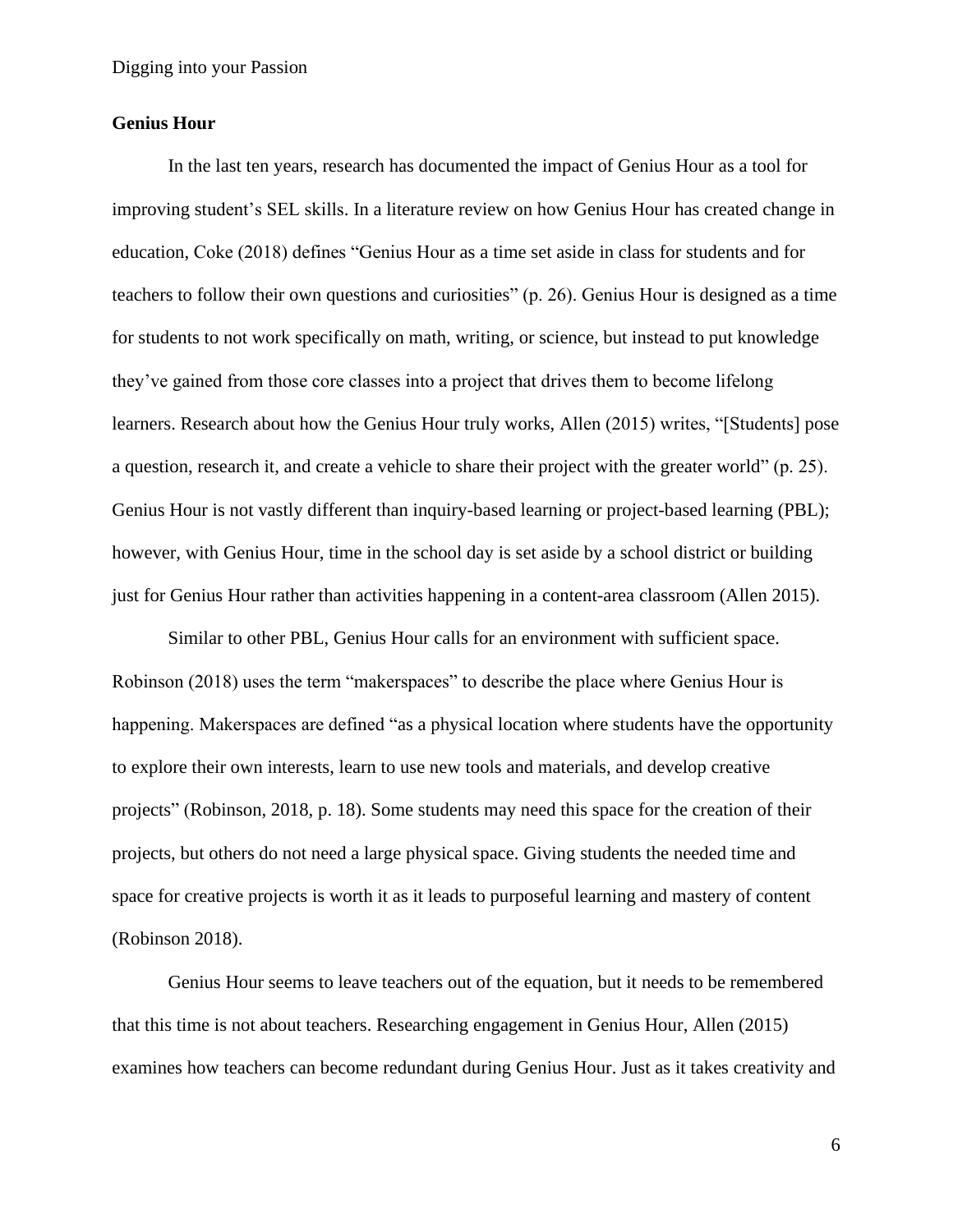## Genius Hour

In the last ten years, research has documented the impact of Genius Hour as a tool for improving student's SEL skills. In a literature review on how Genius Hour has created change in education, Coke (2018) defines "Genius Hour as a time set aside in class for students and for teachers to follow their own questions and curiosities" (p. 26). Genius Hour is designed as a time for students to not work specifically on math, writing, or science, but instead to put knowledge they've gained from those core classes into a project that drives them to become lifelong learners. Research about how the Genius Hour truly works, Allen (2015) writes, "[Students] pose a question, research it, and create a vehicle to share their project with the greater world" (p. 25). Genius Hour is not vastly different than inquiry-based learning or project-based learning (PBL); however, with Genius Hour, time in the school day is set aside by a school district or building just for Genius Hour rather than activities happening in a content-area classroom (Allen 2015).

Similar to other PBL, Genius Hour calls for an environment with sufficient space. Robinson (2018) uses the term "makerspaces" to describe the place where Genius Hour is happening. Makerspaces are defined "as a physical location where students have the opportunity to explore their own interests, learn to use new tools and materials, and develop creative projects" (Robinson, 2018, p. 18). Some students may need this space for the creation of their projects, but others do not need a large physical space. Giving students the needed time and space for creative projects is worth it as it leads to purposeful learning and mastery of content (Robinson 2018).

Genius Hour seems to leave teachers out of the equation, but it needs to be remembered that this time is not about teachers. Researching engagement in Genius Hour, Allen (2015) examines how teachers can become redundant during Genius Hour. Just as it takes creativity and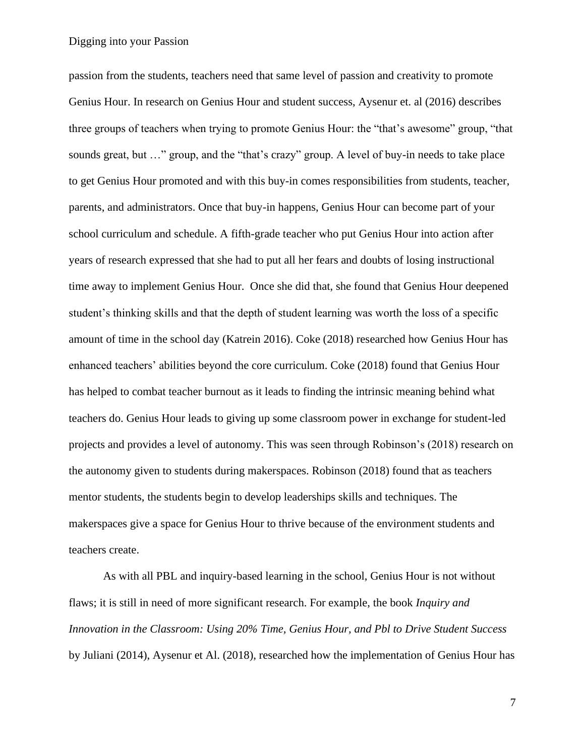passion from the students, teachers need that same level of passion and creativity to promote Genius Hour. In research on Genius Hour and student success, Aysenur et. al (2016) describes three groups of teachers when trying to promote Genius Hour: the "that's awesome" group, "that sounds great, but …" group, and the "that's crazy" group. A level of buy-in needs to take place to get Genius Hour promoted and with this buy-in comes responsibilities from students, teacher, parents, and administrators. Once that buy-in happens, Genius Hour can become part of your school curriculum and schedule. A fifth-grade teacher who put Genius Hour into action after years of research expressed that she had to put all her fears and doubts of losing instructional time away to implement Genius Hour. Once she did that, she found that Genius Hour deepened student's thinking skills and that the depth of student learning was worth the loss of a specific amount of time in the school day (Katrein 2016). Coke (2018) researched how Genius Hour has enhanced teachers' abilities beyond the core curriculum. Coke (2018) found that Genius Hour has helped to combat teacher burnout as it leads to finding the intrinsic meaning behind what teachers do. Genius Hour leads to giving up some classroom power in exchange for student-led projects and provides a level of autonomy. This was seen through Robinson's (2018) research on the autonomy given to students during makerspaces. Robinson (2018) found that as teachers mentor students, the students begin to develop leaderships skills and techniques. The makerspaces give a space for Genius Hour to thrive because of the environment students and teachers create.

As with all PBL and inquiry-based learning in the school, Genius Hour is not without flaws; it is still in need of more significant research. For example, the book *Inquiry and Innovation in the Classroom: Using 20% Time, Genius Hour, and Pbl to Drive Student Success* by Juliani (2014), Aysenur et Al. (2018), researched how the implementation of Genius Hour has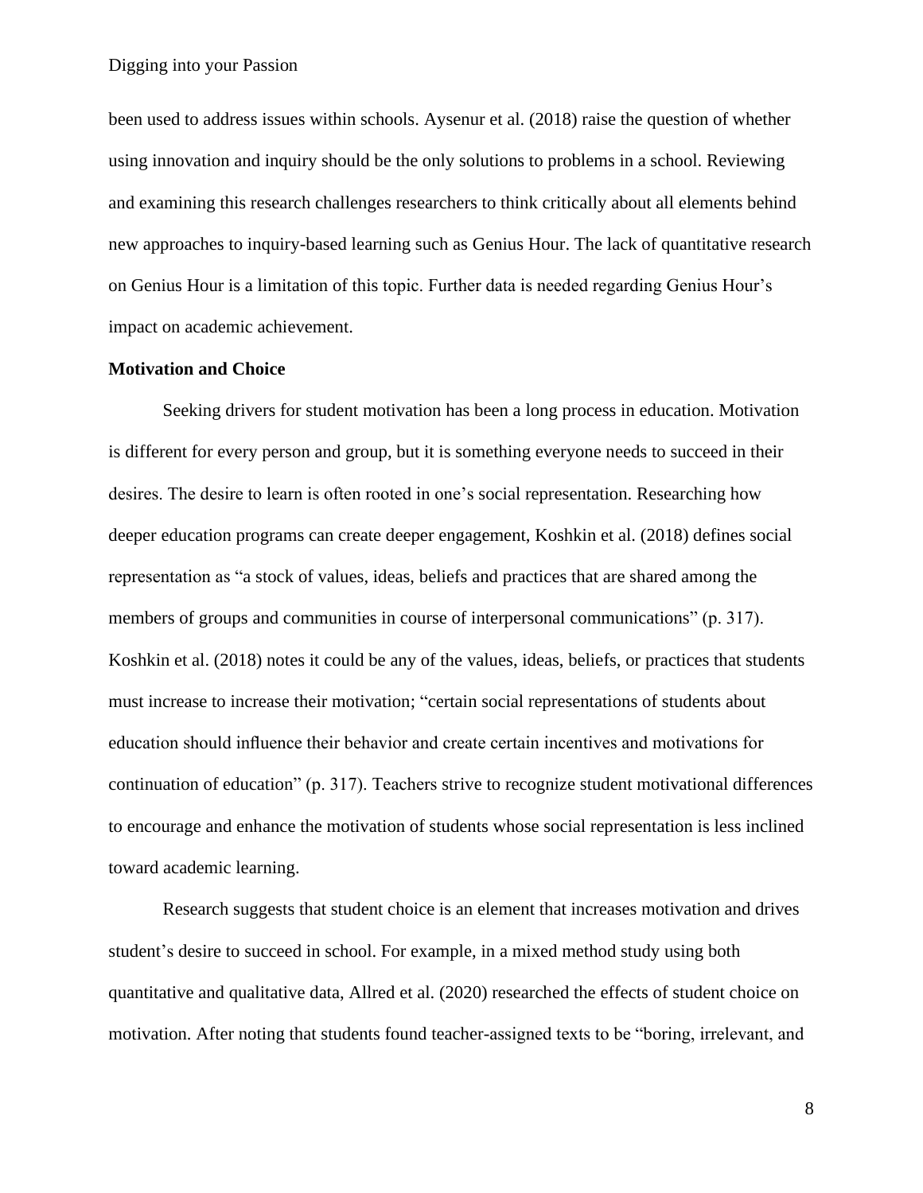been used to address issues within schools. Aysenur et al. (2018) raise the question of whether using innovation and inquiry should be the only solutions to problems in a school. Reviewing and examining this research challenges researchers to think critically about all elements behind new approaches to inquiry-based learning such as Genius Hour. The lack of quantitative research on Genius Hour is a limitation of this topic. Further data is needed regarding Genius Hour's impact on academic achievement.

**Motivation and Choice**

Seeking drivers for student motivation has been a long process in education. Motivation is different for every person and group, but it is something everyone needs to succeed in their desires. The desire to learn is often rooted in one's social representation. Researching how deeper education programs can create deeper engagement, Koshkin et al. (2018) defines social representation as "a stock of values, ideas, beliefs and practices that are shared among the members of groups and communities in course of interpersonal communications" (p. 317). Koshkin et al. (2018) notes it could be any of the values, ideas, beliefs, or practices that students must increase to increase their motivation; "certain social representations of students about education should influence their behavior and create certain incentives and motivations for continuation of education" (p. 317). Teachers strive to recognize student motivational differences to encourage and enhance the motivation of students whose social representation is less inclined toward academic learning.

Research suggests that student choice is an element that increases motivation and drives student's desire to succeed in school. For example, in a mixed method study using both quantitative and qualitative data, Allred et al. (2020) researched the effects of student choice on motivation. After noting that students found teacher-assigned texts to be "boring, irrelevant, and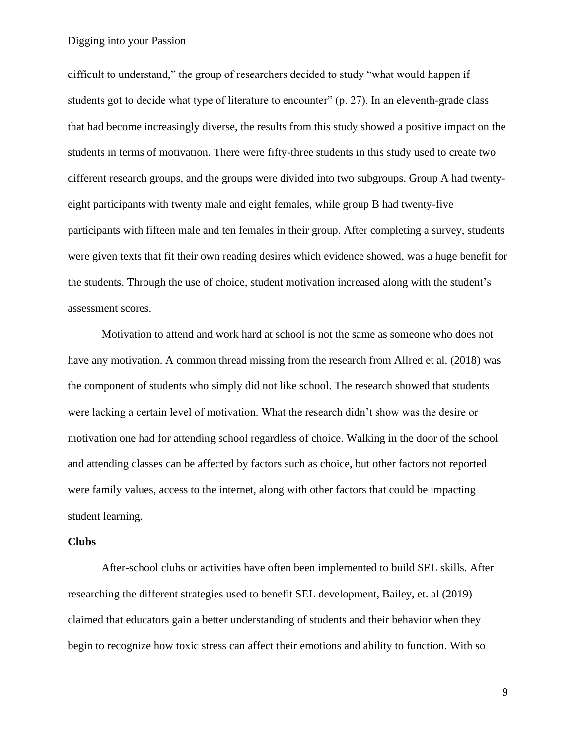difficult to understand," the group of researchers decided to study "what would happen if students got to decide what type of literature to encounter" (p. 27). In an eleventh-grade class that had become increasingly diverse, the results from this study showed a positive impact on the students in terms of motivation. There were fifty-three students in this study used to create two different research groups, and the groups were divided into two subgroups. Group A had twenty-eight participants with twenty male and eight females, while group B had twenty-five participants with fifteen male and ten females in their group. After completing a survey, students were given texts that fit their own reading desires which evidence showed, was a huge benefit for the students. Through the use of choice, student motivation increased along with the student's assessment scores.

Motivation to attend and work hard at school is not the same as someone who does not have any motivation. A common thread missing from the research from Allred et al. (2018) was the component of students who simply did not like school. The research showed that students were lacking a certain level of motivation. What the research didn't show was the desire or motivation one had for attending school regardless of choice. Walking in the door of the school and attending classes can be affected by factors such as choice, but other factors not reported were family values, access to the internet, along with other factors that could be impacting student learning.

**Clubs**

After-school clubs or activities have often been implemented to build SEL skills. After researching the different strategies used to benefit SEL development, Bailey, et. al (2019) claimed that educators gain a better understanding of students and their behavior when they begin to recognize how toxic stress can affect their emotions and ability to function. With so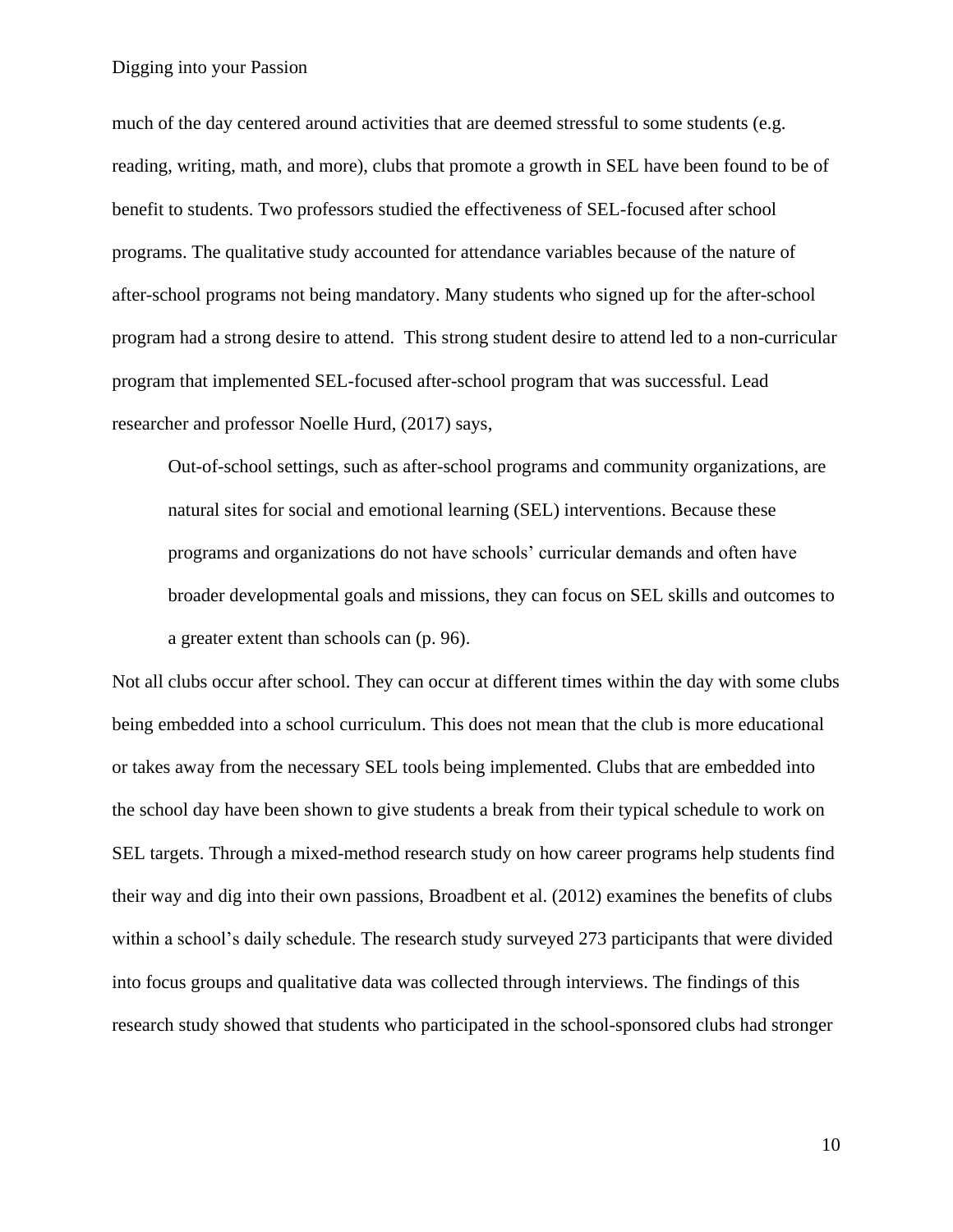much of the day centered around activities that are deemed stressful to some students (e.g. reading, writing, math, and more), clubs that promote a growth in SEL have been found to be of benefit to students. Two professors studied the effectiveness of SEL-focused after school programs. The qualitative study accounted for attendance variables because of the nature of after-school programs not being mandatory. Many students who signed up for the after-school program had a strong desire to attend. This strong student desire to attend led to a non-curricular program that implemented SEL-focused after-school program that was successful. Lead researcher and professor Noelle Hurd, (2017) says,

> Out-of-school settings, such as after-school programs and community organizations, are natural sites for social and emotional learning (SEL) interventions. Because these programs and organizations do not have schools' curricular demands and often have broader developmental goals and missions, they can focus on SEL skills and outcomes to a greater extent than schools can (p. 96).

Not all clubs occur after school. They can occur at different times within the day with some clubs being embedded into a school curriculum. This does not mean that the club is more educational or takes away from the necessary SEL tools being implemented. Clubs that are embedded into the school day have been shown to give students a break from their typical schedule to work on SEL targets. Through a mixed-method research study on how career programs help students find their way and dig into their own passions, Broadbent et al. (2012) examines the benefits of clubs within a school's daily schedule. The research study surveyed 273 participants that were divided into focus groups and qualitative data was collected through interviews. The findings of this research study showed that students who participated in the school-sponsored clubs had stronger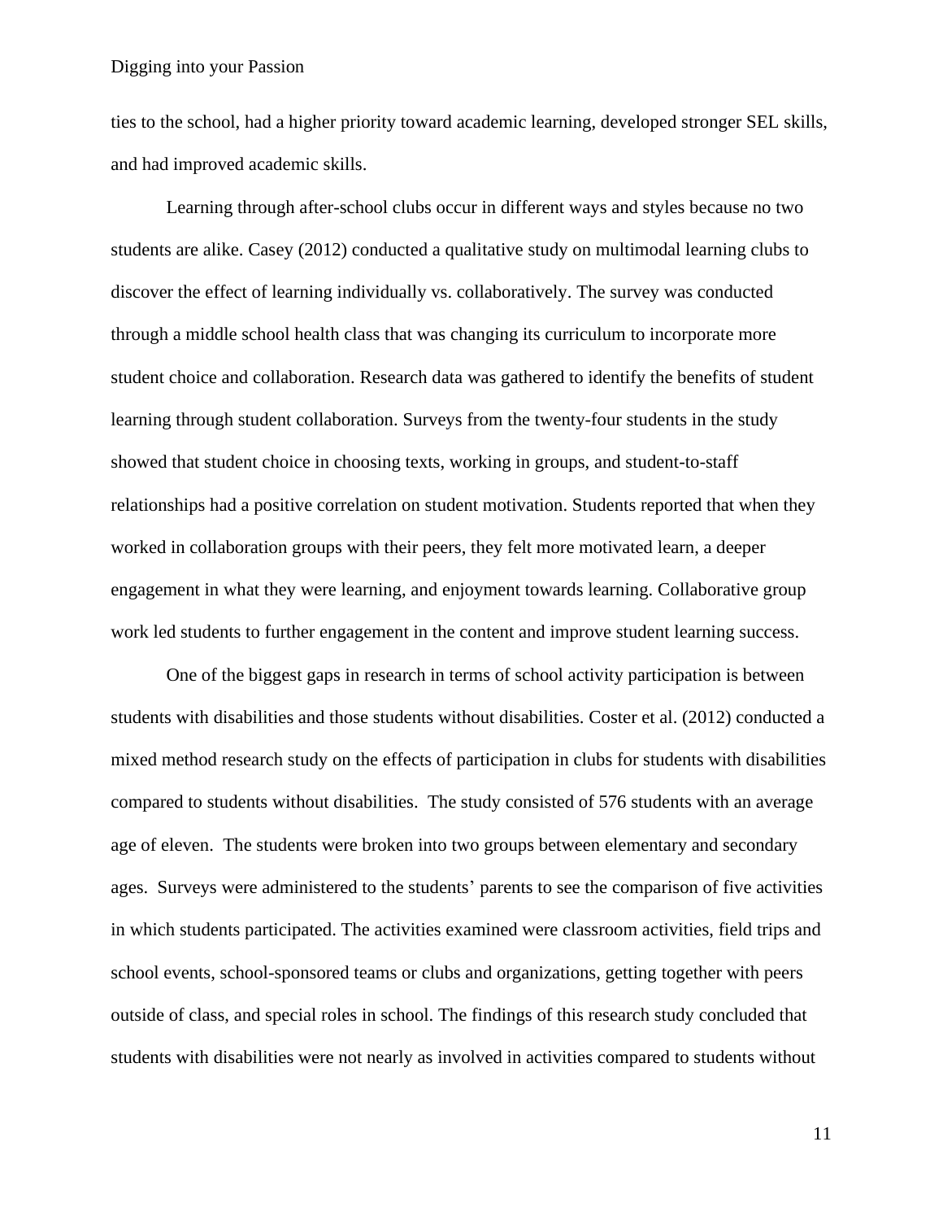ties to the school, had a higher priority toward academic learning, developed stronger SEL skills, and had improved academic skills.

Learning through after-school clubs occur in different ways and styles because no two students are alike. Casey (2012) conducted a qualitative study on multimodal learning clubs to discover the effect of learning individually vs. collaboratively. The survey was conducted through a middle school health class that was changing its curriculum to incorporate more student choice and collaboration. Research data was gathered to identify the benefits of student learning through student collaboration. Surveys from the twenty-four students in the study showed that student choice in choosing texts, working in groups, and student-to-staff relationships had a positive correlation on student motivation. Students reported that when they worked in collaboration groups with their peers, they felt more motivated learn, a deeper engagement in what they were learning, and enjoyment towards learning. Collaborative group work led students to further engagement in the content and improve student learning success.

One of the biggest gaps in research in terms of school activity participation is between students with disabilities and those students without disabilities. Coster et al. (2012) conducted a mixed method research study on the effects of participation in clubs for students with disabilities compared to students without disabilities. The study consisted of 576 students with an average age of eleven. The students were broken into two groups between elementary and secondary ages. Surveys were administered to the students' parents to see the comparison of five activities in which students participated. The activities examined were classroom activities, field trips and school events, school-sponsored teams or clubs and organizations, getting together with peers outside of class, and special roles in school. The findings of this research study concluded that students with disabilities were not nearly as involved in activities compared to students without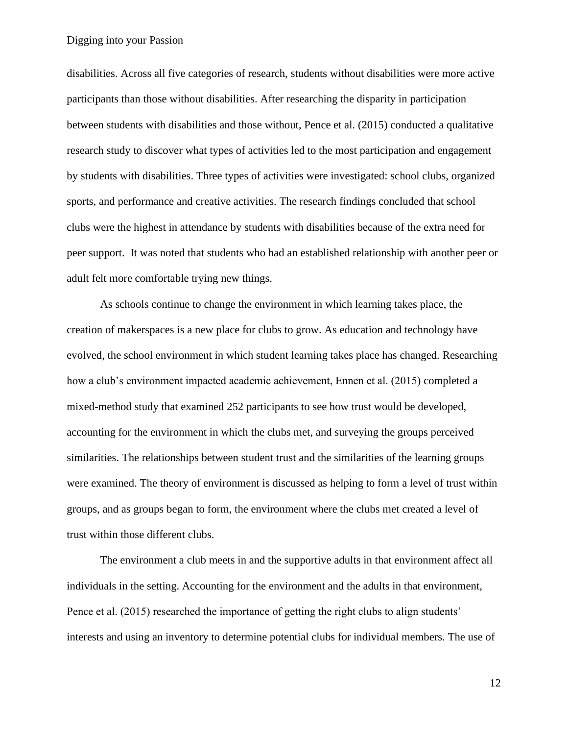disabilities. Across all five categories of research, students without disabilities were more active participants than those without disabilities. After researching the disparity in participation between students with disabilities and those without, Pence et al. (2015) conducted a qualitative research study to discover what types of activities led to the most participation and engagement by students with disabilities. Three types of activities were investigated: school clubs, organized sports, and performance and creative activities. The research findings concluded that school clubs were the highest in attendance by students with disabilities because of the extra need for peer support. It was noted that students who had an established relationship with another peer or adult felt more comfortable trying new things.

As schools continue to change the environment in which learning takes place, the creation of makerspaces is a new place for clubs to grow. As education and technology have evolved, the school environment in which student learning takes place has changed. Researching how a club's environment impacted academic achievement, Ennen et al. (2015) completed a mixed-method study that examined 252 participants to see how trust would be developed, accounting for the environment in which the clubs met, and surveying the groups perceived similarities. The relationships between student trust and the similarities of the learning groups were examined. The theory of environment is discussed as helping to form a level of trust within groups, and as groups began to form, the environment where the clubs met created a level of trust within those different clubs.

The environment a club meets in and the supportive adults in that environment affect all individuals in the setting. Accounting for the environment and the adults in that environment, Pence et al. (2015) researched the importance of getting the right clubs to align students' interests and using an inventory to determine potential clubs for individual members. The use of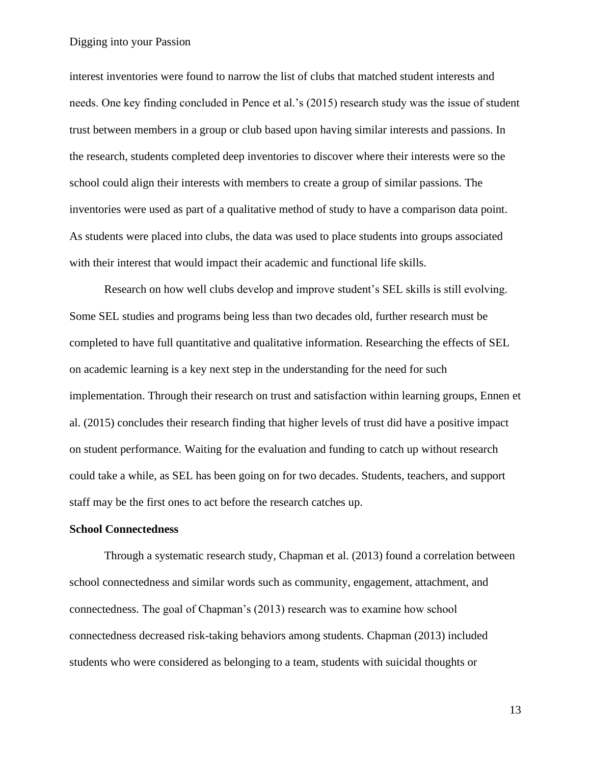interest inventories were found to narrow the list of clubs that matched student interests and needs. One key finding concluded in Pence et al.'s (2015) research study was the issue of student trust between members in a group or club based upon having similar interests and passions. In the research, students completed deep inventories to discover where their interests were so the school could align their interests with members to create a group of similar passions. The inventories were used as part of a qualitative method of study to have a comparison data point. As students were placed into clubs, the data was used to place students into groups associated with their interest that would impact their academic and functional life skills.

Research on how well clubs develop and improve student's SEL skills is still evolving. Some SEL studies and programs being less than two decades old, further research must be completed to have full quantitative and qualitative information. Researching the effects of SEL on academic learning is a key next step in the understanding for the need for such implementation. Through their research on trust and satisfaction within learning groups, Ennen et al. (2015) concludes their research finding that higher levels of trust did have a positive impact on student performance. Waiting for the evaluation and funding to catch up without research could take a while, as SEL has been going on for two decades. Students, teachers, and support staff may be the first ones to act before the research catches up.

**School Connectedness**

Through a systematic research study, Chapman et al. (2013) found a correlation between school connectedness and similar words such as community, engagement, attachment, and connectedness. The goal of Chapman's (2013) research was to examine how school connectedness decreased risk-taking behaviors among students. Chapman (2013) included students who were considered as belonging to a team, students with suicidal thoughts or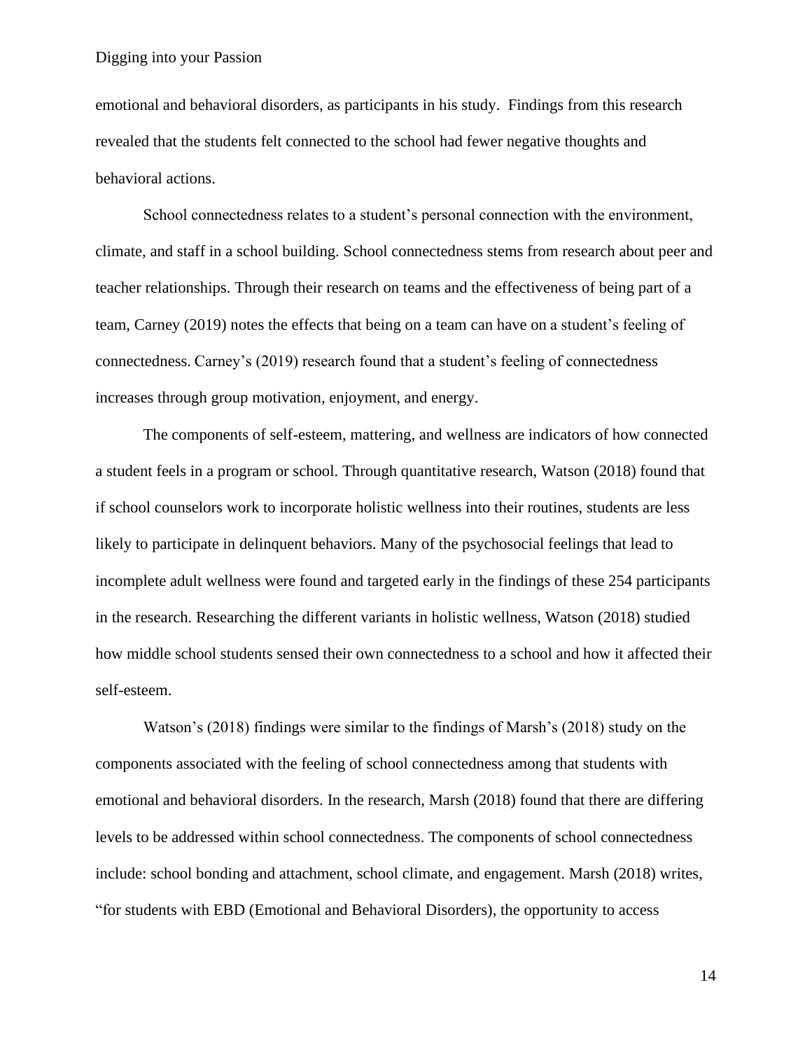emotional and behavioral disorders, as participants in his study. Findings from this research revealed that the students felt connected to the school had fewer negative thoughts and behavioral actions.

School connectedness relates to a student's personal connection with the environment, climate, and staff in a school building. School connectedness stems from research about peer and teacher relationships. Through their research on teams and the effectiveness of being part of a team, Carney (2019) notes the effects that being on a team can have on a student's feeling of connectedness. Carney's (2019) research found that a student's feeling of connectedness increases through group motivation, enjoyment, and energy.

The components of self-esteem, mattering, and wellness are indicators of how connected a student feels in a program or school. Through quantitative research, Watson (2018) found that if school counselors work to incorporate holistic wellness into their routines, students are less likely to participate in delinquent behaviors. Many of the psychosocial feelings that lead to incomplete adult wellness were found and targeted early in the findings of these 254 participants in the research. Researching the different variants in holistic wellness, Watson (2018) studied how middle school students sensed their own connectedness to a school and how it affected their self-esteem.

Watson's (2018) findings were similar to the findings of Marsh's (2018) study on the components associated with the feeling of school connectedness among that students with emotional and behavioral disorders. In the research, Marsh (2018) found that there are differing levels to be addressed within school connectedness. The components of school connectedness include: school bonding and attachment, school climate, and engagement. Marsh (2018) writes, "for students with EBD (Emotional and Behavioral Disorders), the opportunity to access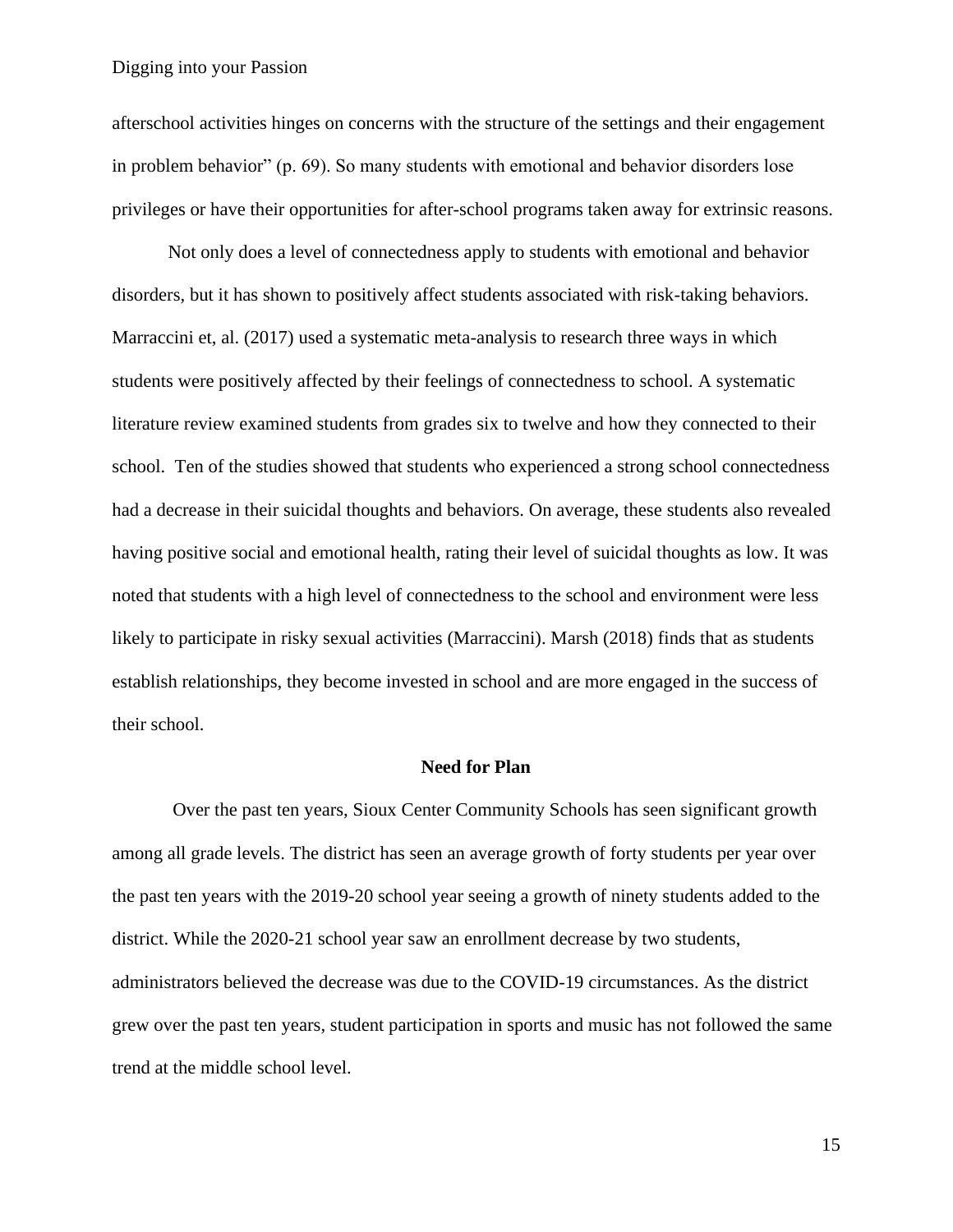afterschool activities hinges on concerns with the structure of the settings and their engagement in problem behavior" (p. 69). So many students with emotional and behavior disorders lose privileges or have their opportunities for after-school programs taken away for extrinsic reasons.

Not only does a level of connectedness apply to students with emotional and behavior disorders, but it has shown to positively affect students associated with risk-taking behaviors. Marraccini et, al. (2017) used a systematic meta-analysis to research three ways in which students were positively affected by their feelings of connectedness to school. A systematic literature review examined students from grades six to twelve and how they connected to their school. Ten of the studies showed that students who experienced a strong school connectedness had a decrease in their suicidal thoughts and behaviors. On average, these students also revealed having positive social and emotional health, rating their level of suicidal thoughts as low. It was noted that students with a high level of connectedness to the school and environment were less likely to participate in risky sexual activities (Marraccini). Marsh (2018) finds that as students establish relationships, they become invested in school and are more engaged in the success of their school.

## Need for Plan

Over the past ten years, Sioux Center Community Schools has seen significant growth among all grade levels. The district has seen an average growth of forty students per year over the past ten years with the 2019-20 school year seeing a growth of ninety students added to the district. While the 2020-21 school year saw an enrollment decrease by two students, administrators believed the decrease was due to the COVID-19 circumstances. As the district grew over the past ten years, student participation in sports and music has not followed the same trend at the middle school level.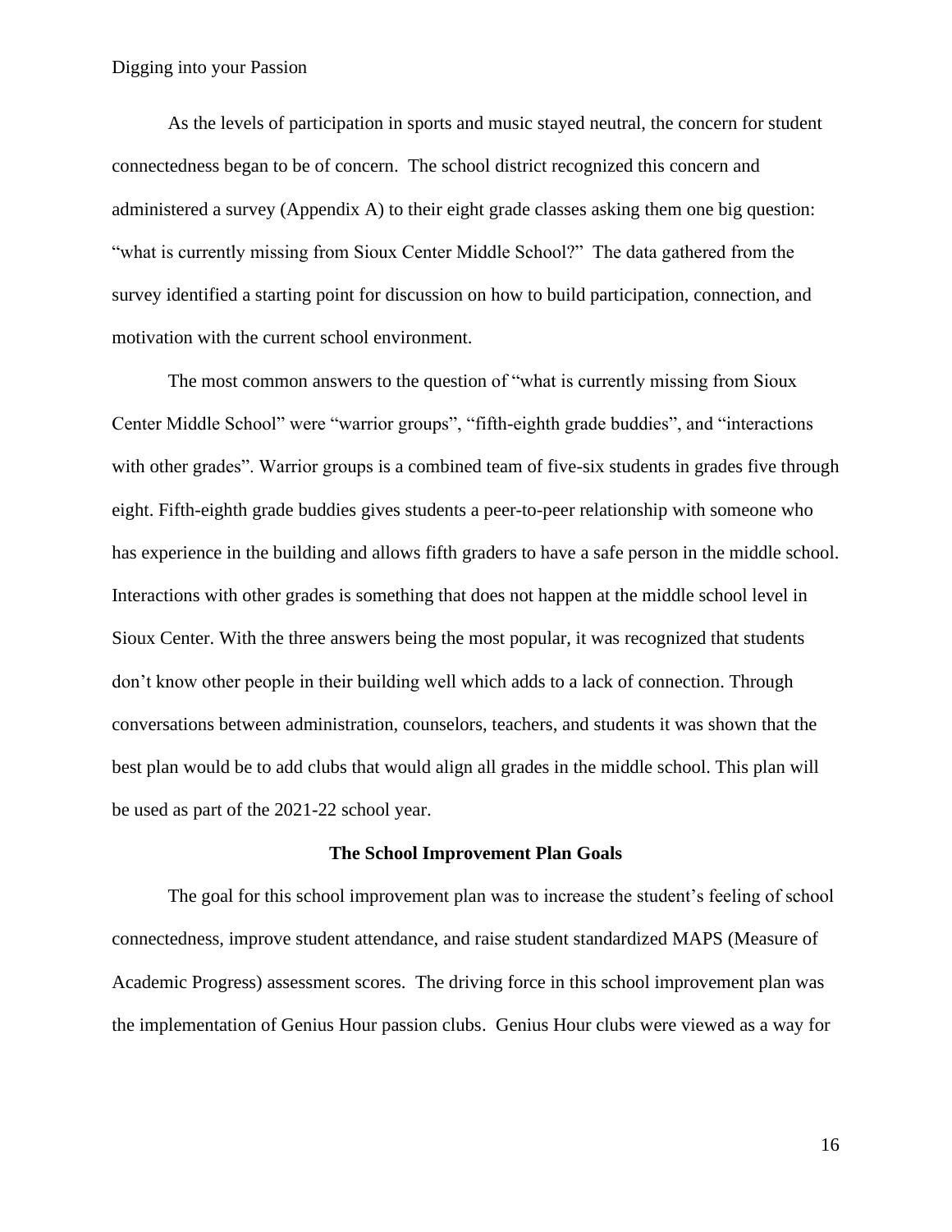As the levels of participation in sports and music stayed neutral, the concern for student connectedness began to be of concern. The school district recognized this concern and administered a survey (Appendix A) to their eight grade classes asking them one big question: "what is currently missing from Sioux Center Middle School?" The data gathered from the survey identified a starting point for discussion on how to build participation, connection, and motivation with the current school environment.

The most common answers to the question of "what is currently missing from Sioux Center Middle School" were "warrior groups", "fifth-eighth grade buddies", and "interactions with other grades". Warrior groups is a combined team of five-six students in grades five through eight. Fifth-eighth grade buddies gives students a peer-to-peer relationship with someone who has experience in the building and allows fifth graders to have a safe person in the middle school. Interactions with other grades is something that does not happen at the middle school level in Sioux Center. With the three answers being the most popular, it was recognized that students don't know other people in their building well which adds to a lack of connection. Through conversations between administration, counselors, teachers, and students it was shown that the best plan would be to add clubs that would align all grades in the middle school. This plan will be used as part of the 2021-22 school year.

## The School Improvement Plan Goals

The goal for this school improvement plan was to increase the student's feeling of school connectedness, improve student attendance, and raise student standardized MAPS (Measure of Academic Progress) assessment scores. The driving force in this school improvement plan was the implementation of Genius Hour passion clubs. Genius Hour clubs were viewed as a way for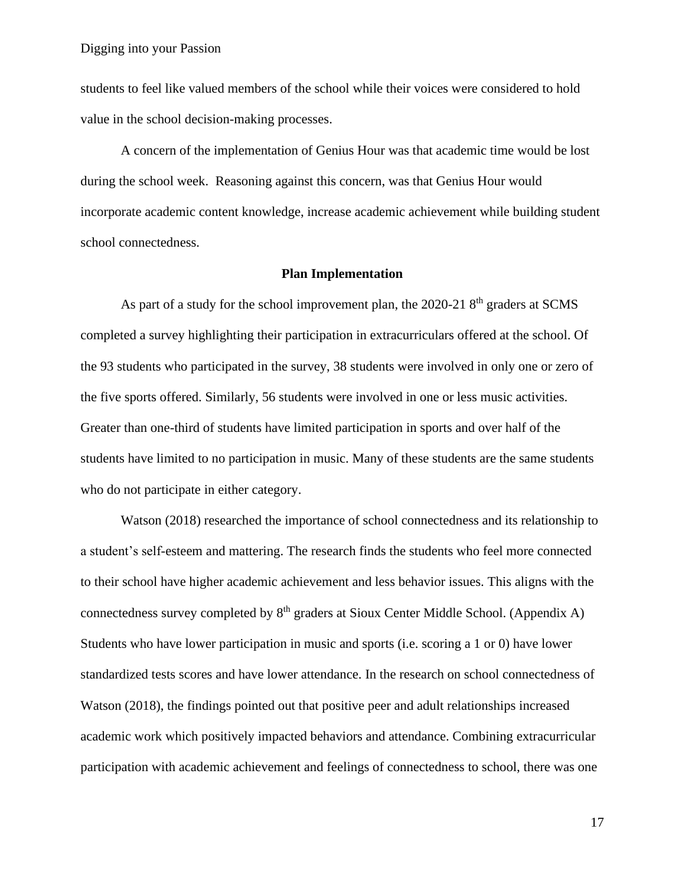students to feel like valued members of the school while their voices were considered to hold value in the school decision-making processes.

A concern of the implementation of Genius Hour was that academic time would be lost during the school week. Reasoning against this concern, was that Genius Hour would incorporate academic content knowledge, increase academic achievement while building student school connectedness.

### Plan Implementation

As part of a study for the school improvement plan, the 2020-21 8th graders at SCMS completed a survey highlighting their participation in extracurriculars offered at the school. Of the 93 students who participated in the survey, 38 students were involved in only one or zero of the five sports offered. Similarly, 56 students were involved in one or less music activities. Greater than one-third of students have limited participation in sports and over half of the students have limited to no participation in music. Many of these students are the same students who do not participate in either category.

Watson (2018) researched the importance of school connectedness and its relationship to a student's self-esteem and mattering. The research finds the students who feel more connected to their school have higher academic achievement and less behavior issues. This aligns with the connectedness survey completed by 8th graders at Sioux Center Middle School. (Appendix A) Students who have lower participation in music and sports (i.e. scoring a 1 or 0) have lower standardized tests scores and have lower attendance. In the research on school connectedness of Watson (2018), the findings pointed out that positive peer and adult relationships increased academic work which positively impacted behaviors and attendance. Combining extracurricular participation with academic achievement and feelings of connectedness to school, there was one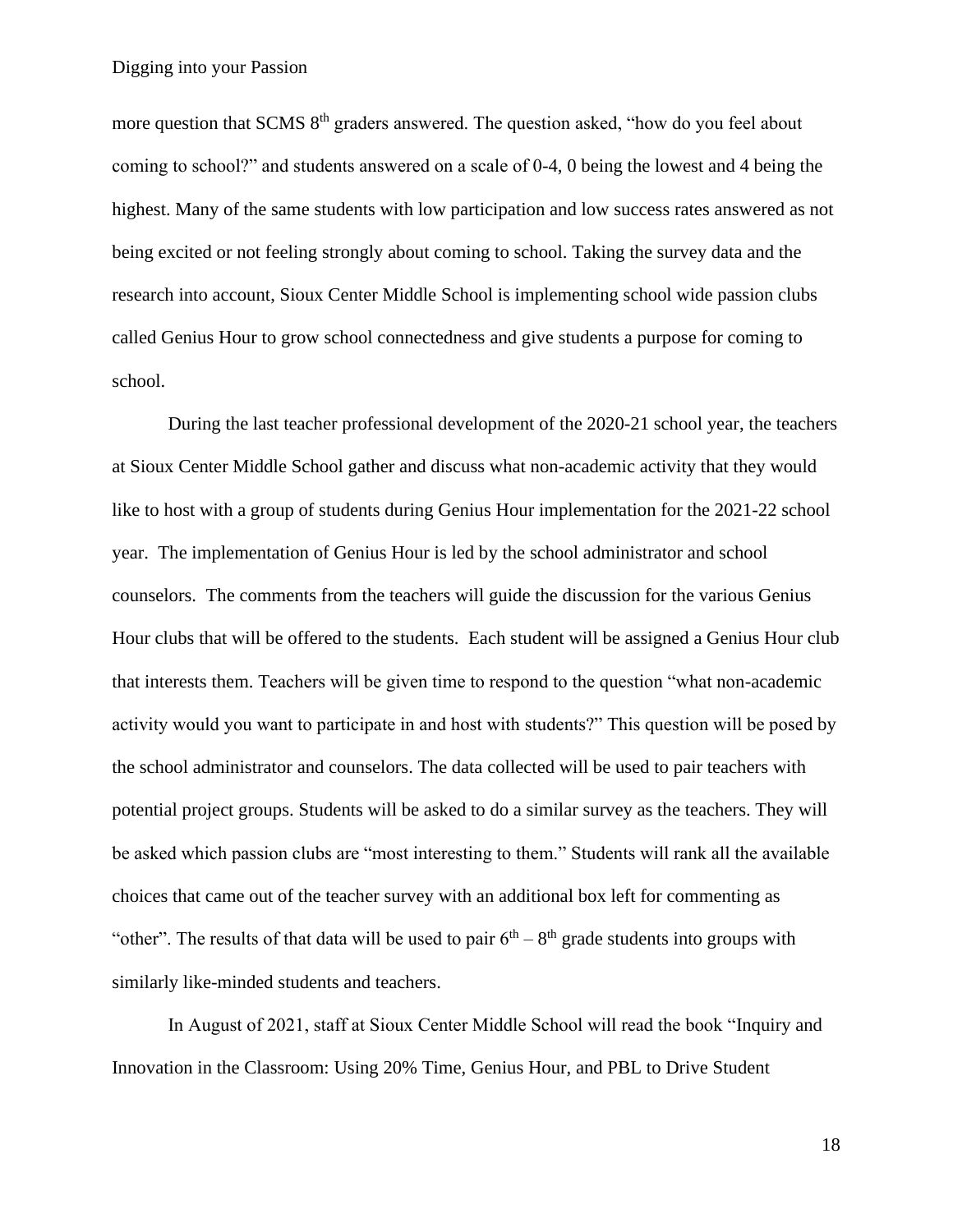more question that SCMS 8th graders answered. The question asked, "how do you feel about coming to school?" and students answered on a scale of 0-4, 0 being the lowest and 4 being the highest. Many of the same students with low participation and low success rates answered as not being excited or not feeling strongly about coming to school. Taking the survey data and the research into account, Sioux Center Middle School is implementing school wide passion clubs called Genius Hour to grow school connectedness and give students a purpose for coming to school.

During the last teacher professional development of the 2020-21 school year, the teachers at Sioux Center Middle School gather and discuss what non-academic activity that they would like to host with a group of students during Genius Hour implementation for the 2021-22 school year. The implementation of Genius Hour is led by the school administrator and school counselors. The comments from the teachers will guide the discussion for the various Genius Hour clubs that will be offered to the students. Each student will be assigned a Genius Hour club that interests them. Teachers will be given time to respond to the question "what non-academic activity would you want to participate in and host with students?" This question will be posed by the school administrator and counselors. The data collected will be used to pair teachers with potential project groups. Students will be asked to do a similar survey as the teachers. They will be asked which passion clubs are "most interesting to them." Students will rank all the available choices that came out of the teacher survey with an additional box left for commenting as "other". The results of that data will be used to pair 6th – 8th grade students into groups with similarly like-minded students and teachers.

In August of 2021, staff at Sioux Center Middle School will read the book "Inquiry and Innovation in the Classroom: Using 20% Time, Genius Hour, and PBL to Drive Student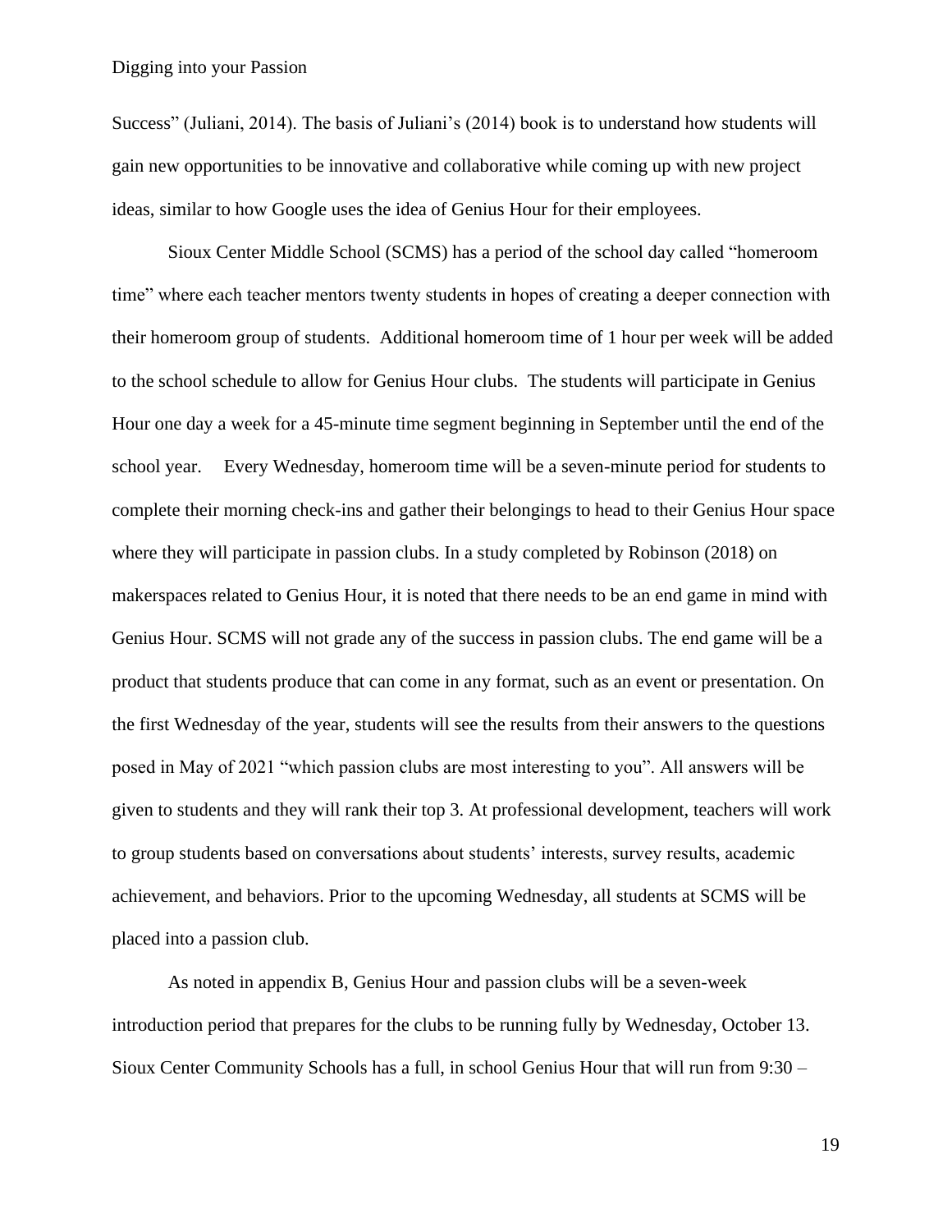Success" (Juliani, 2014). The basis of Juliani's (2014) book is to understand how students will gain new opportunities to be innovative and collaborative while coming up with new project ideas, similar to how Google uses the idea of Genius Hour for their employees.

Sioux Center Middle School (SCMS) has a period of the school day called "homeroom time" where each teacher mentors twenty students in hopes of creating a deeper connection with their homeroom group of students. Additional homeroom time of 1 hour per week will be added to the school schedule to allow for Genius Hour clubs. The students will participate in Genius Hour one day a week for a 45-minute time segment beginning in September until the end of the school year. Every Wednesday, homeroom time will be a seven-minute period for students to complete their morning check-ins and gather their belongings to head to their Genius Hour space where they will participate in passion clubs. In a study completed by Robinson (2018) on makerspaces related to Genius Hour, it is noted that there needs to be an end game in mind with Genius Hour. SCMS will not grade any of the success in passion clubs. The end game will be a product that students produce that can come in any format, such as an event or presentation. On the first Wednesday of the year, students will see the results from their answers to the questions posed in May of 2021 "which passion clubs are most interesting to you". All answers will be given to students and they will rank their top 3. At professional development, teachers will work to group students based on conversations about students' interests, survey results, academic achievement, and behaviors. Prior to the upcoming Wednesday, all students at SCMS will be placed into a passion club.

As noted in appendix B, Genius Hour and passion clubs will be a seven-week introduction period that prepares for the clubs to be running fully by Wednesday, October 13. Sioux Center Community Schools has a full, in school Genius Hour that will run from 9:30 –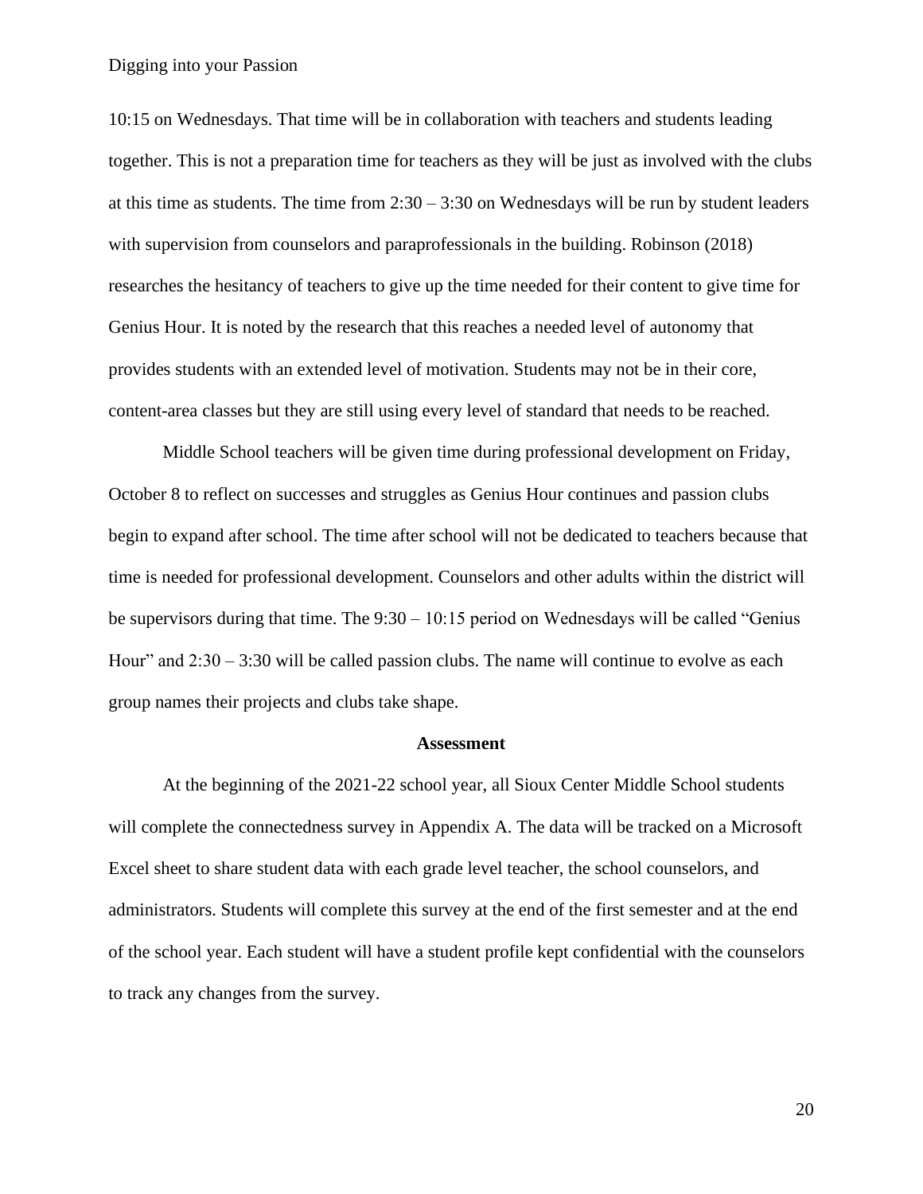10:15 on Wednesdays. That time will be in collaboration with teachers and students leading together. This is not a preparation time for teachers as they will be just as involved with the clubs at this time as students. The time from 2:30 – 3:30 on Wednesdays will be run by student leaders with supervision from counselors and paraprofessionals in the building. Robinson (2018) researches the hesitancy of teachers to give up the time needed for their content to give time for Genius Hour. It is noted by the research that this reaches a needed level of autonomy that provides students with an extended level of motivation. Students may not be in their core, content-area classes but they are still using every level of standard that needs to be reached.

Middle School teachers will be given time during professional development on Friday, October 8 to reflect on successes and struggles as Genius Hour continues and passion clubs begin to expand after school. The time after school will not be dedicated to teachers because that time is needed for professional development. Counselors and other adults within the district will be supervisors during that time. The 9:30 – 10:15 period on Wednesdays will be called "Genius Hour" and 2:30 – 3:30 will be called passion clubs. The name will continue to evolve as each group names their projects and clubs take shape.

## Assessment

At the beginning of the 2021-22 school year, all Sioux Center Middle School students will complete the connectedness survey in Appendix A. The data will be tracked on a Microsoft Excel sheet to share student data with each grade level teacher, the school counselors, and administrators. Students will complete this survey at the end of the first semester and at the end of the school year. Each student will have a student profile kept confidential with the counselors to track any changes from the survey.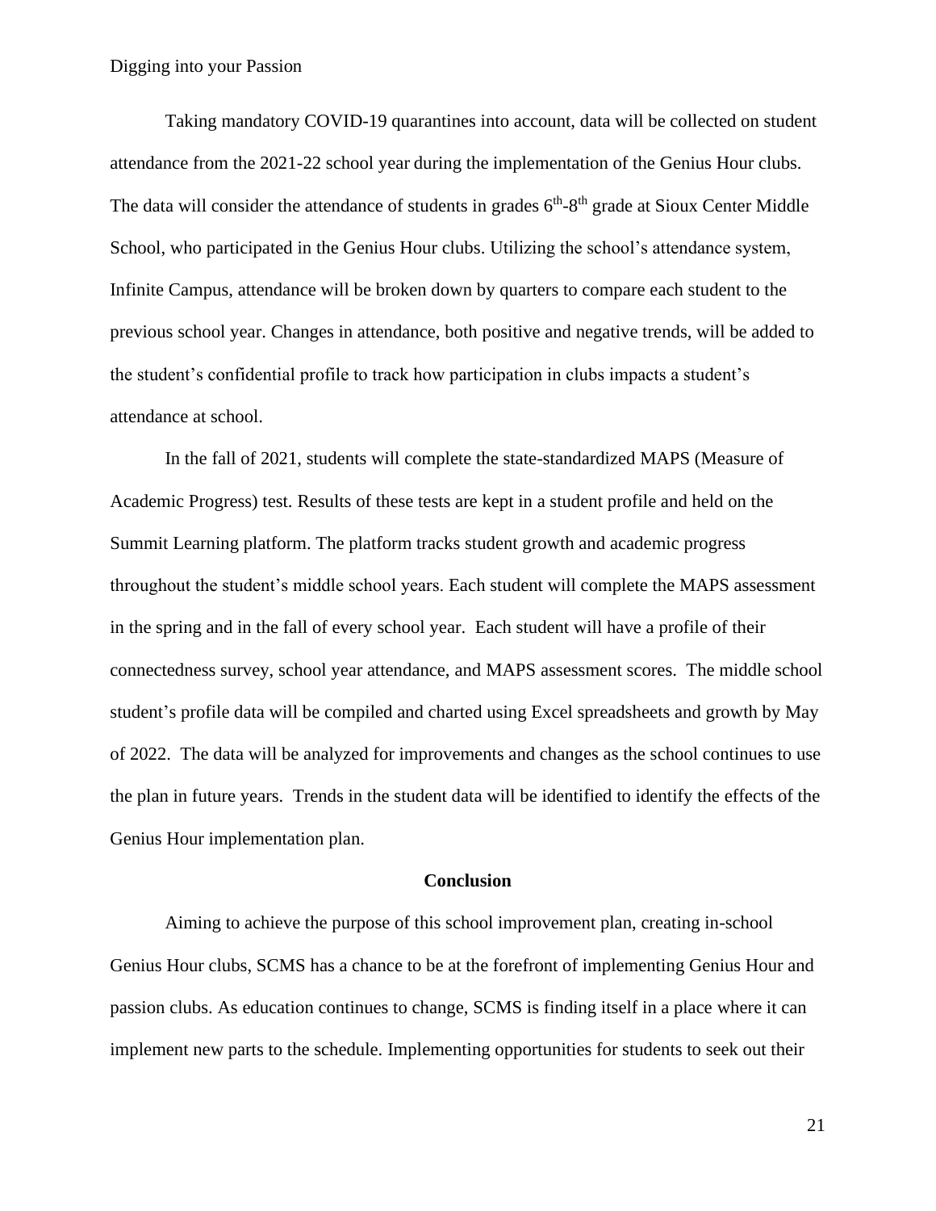Taking mandatory COVID-19 quarantines into account, data will be collected on student attendance from the 2021-22 school year during the implementation of the Genius Hour clubs. The data will consider the attendance of students in grades 6th-8th grade at Sioux Center Middle School, who participated in the Genius Hour clubs. Utilizing the school's attendance system, Infinite Campus, attendance will be broken down by quarters to compare each student to the previous school year. Changes in attendance, both positive and negative trends, will be added to the student's confidential profile to track how participation in clubs impacts a student's attendance at school.

In the fall of 2021, students will complete the state-standardized MAPS (Measure of Academic Progress) test. Results of these tests are kept in a student profile and held on the Summit Learning platform. The platform tracks student growth and academic progress throughout the student's middle school years. Each student will complete the MAPS assessment in the spring and in the fall of every school year. Each student will have a profile of their connectedness survey, school year attendance, and MAPS assessment scores. The middle school student's profile data will be compiled and charted using Excel spreadsheets and growth by May of 2022. The data will be analyzed for improvements and changes as the school continues to use the plan in future years. Trends in the student data will be identified to identify the effects of the Genius Hour implementation plan.

## Conclusion

Aiming to achieve the purpose of this school improvement plan, creating in-school Genius Hour clubs, SCMS has a chance to be at the forefront of implementing Genius Hour and passion clubs. As education continues to change, SCMS is finding itself in a place where it can implement new parts to the schedule. Implementing opportunities for students to seek out their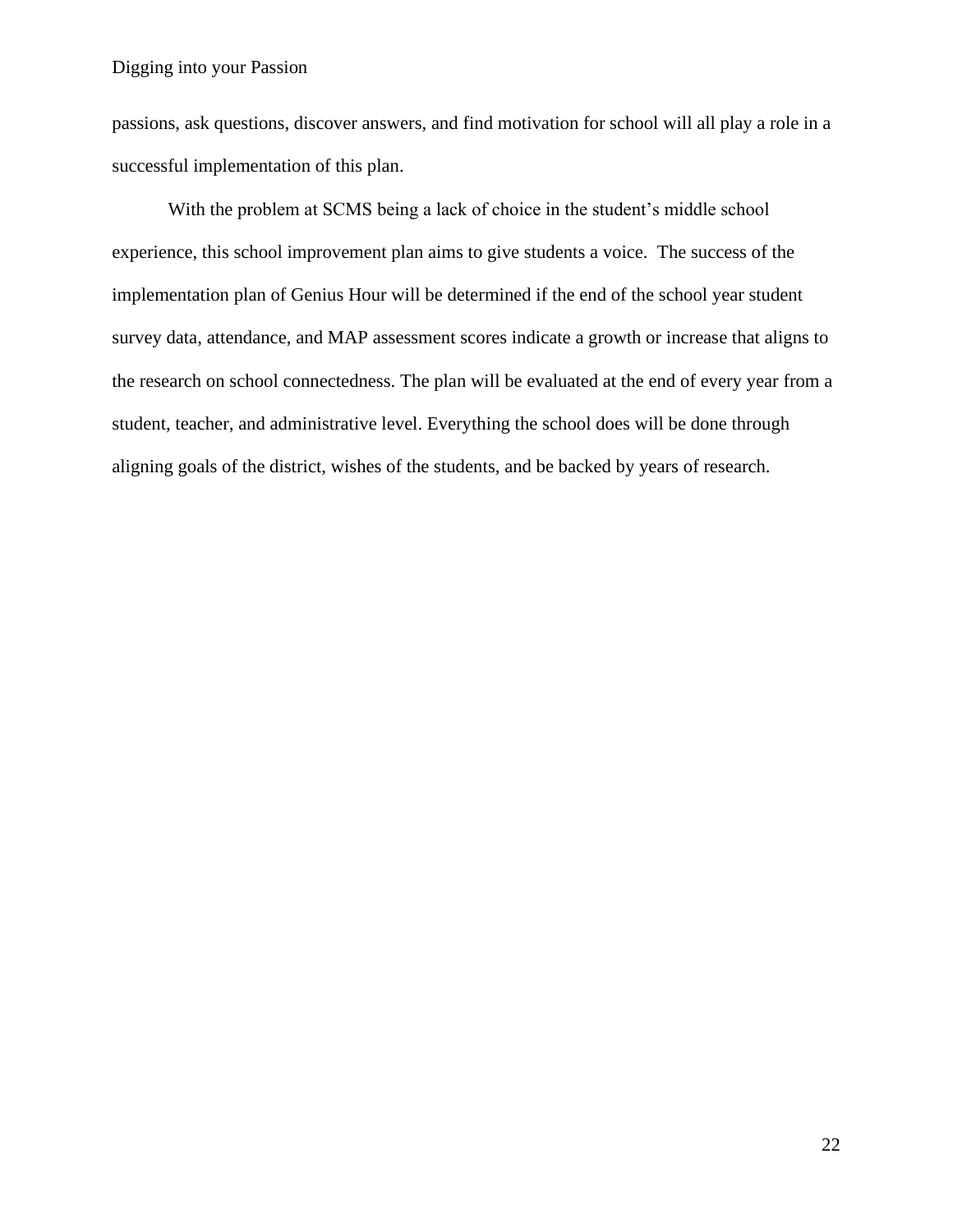passions, ask questions, discover answers, and find motivation for school will all play a role in a successful implementation of this plan.

With the problem at SCMS being a lack of choice in the student's middle school experience, this school improvement plan aims to give students a voice. The success of the implementation plan of Genius Hour will be determined if the end of the school year student survey data, attendance, and MAP assessment scores indicate a growth or increase that aligns to the research on school connectedness. The plan will be evaluated at the end of every year from a student, teacher, and administrative level. Everything the school does will be done through aligning goals of the district, wishes of the students, and be backed by years of research.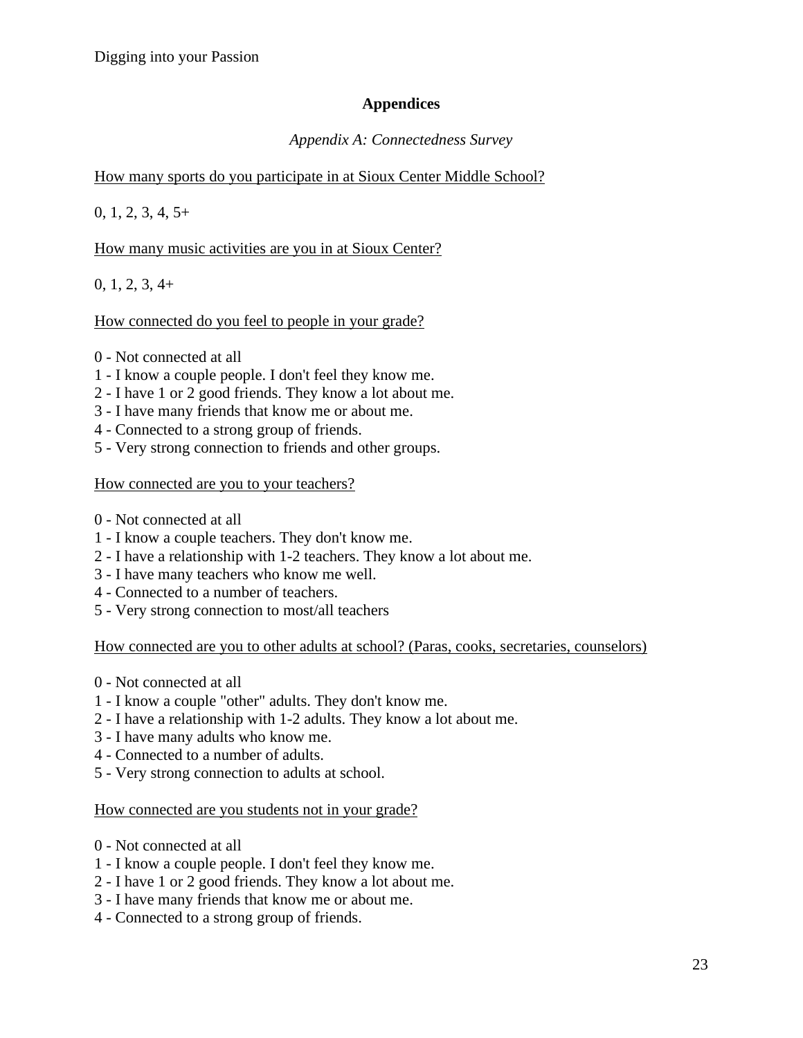## Appendices

*Appendix A: Connectedness Survey*

How many sports do you participate in at Sioux Center Middle School?

0, 1, 2, 3, 4, 5+

How many music activities are you in at Sioux Center?

0, 1, 2, 3, 4+

How connected do you feel to people in your grade?

0 - Not connected at all
1 - I know a couple people. I don't feel they know me.
2 - I have 1 or 2 good friends. They know a lot about me.
3 - I have many friends that know me or about me.
4 - Connected to a strong group of friends.
5 - Very strong connection to friends and other groups.

How connected are you to your teachers?

0 - Not connected at all
1 - I know a couple teachers. They don't know me.
2 - I have a relationship with 1-2 teachers. They know a lot about me.
3 - I have many teachers who know me well.
4 - Connected to a number of teachers.
5 - Very strong connection to most/all teachers

How connected are you to other adults at school? (Paras, cooks, secretaries, counselors)

0 - Not connected at all
1 - I know a couple "other" adults. They don't know me.
2 - I have a relationship with 1-2 adults. They know a lot about me.
3 - I have many adults who know me.
4 - Connected to a number of adults.
5 - Very strong connection to adults at school.

How connected are you students not in your grade?

0 - Not connected at all
1 - I know a couple people. I don't feel they know me.
2 - I have 1 or 2 good friends. They know a lot about me.
3 - I have many friends that know me or about me.
4 - Connected to a strong group of friends.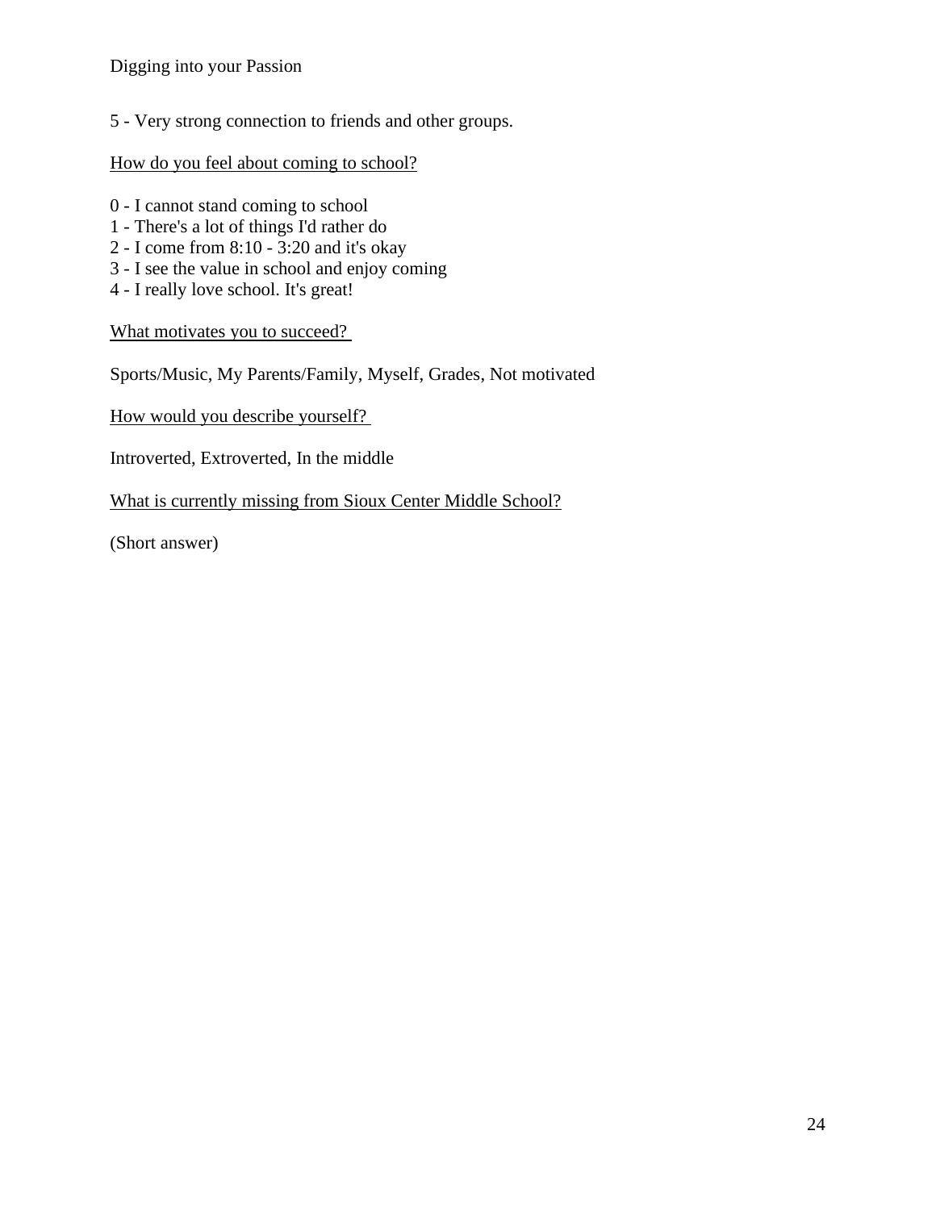5 - Very strong connection to friends and other groups.

<u>How do you feel about coming to school?</u>

0 - I cannot stand coming to school
1 - There's a lot of things I'd rather do
2 - I come from 8:10 - 3:20 and it's okay
3 - I see the value in school and enjoy coming
4 - I really love school. It's great!

<u>What motivates you to succeed?</u>

Sports/Music, My Parents/Family, Myself, Grades, Not motivated

<u>How would you describe yourself?</u>

Introverted, Extroverted, In the middle

<u>What is currently missing from Sioux Center Middle School?</u>

(Short answer)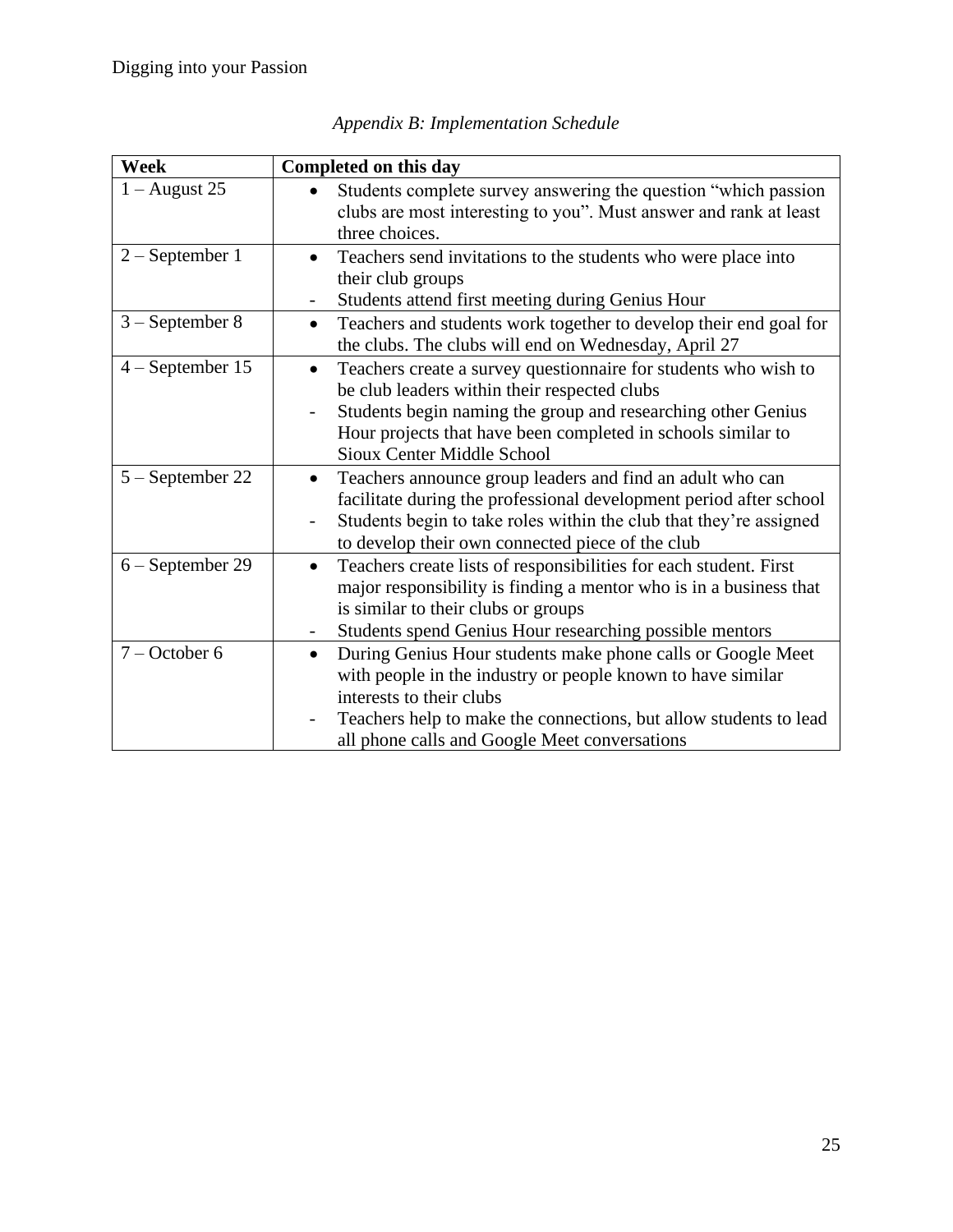*Appendix B: Implementation Schedule*

| Week | Completed on this day |
|---|---|
| 1 – August 25 | • Students complete survey answering the question “which passion clubs are most interesting to you”. Must answer and rank at least three choices. |
| 2 – September 1 | • Teachers send invitations to the students who were place into their club groups<br>- Students attend first meeting during Genius Hour |
| 3 – September 8 | • Teachers and students work together to develop their end goal for the clubs. The clubs will end on Wednesday, April 27 |
| 4 – September 15 | • Teachers create a survey questionnaire for students who wish to be club leaders within their respected clubs<br>- Students begin naming the group and researching other Genius Hour projects that have been completed in schools similar to Sioux Center Middle School |
| 5 – September 22 | • Teachers announce group leaders and find an adult who can facilitate during the professional development period after school<br>- Students begin to take roles within the club that they’re assigned to develop their own connected piece of the club |
| 6 – September 29 | • Teachers create lists of responsibilities for each student. First major responsibility is finding a mentor who is in a business that is similar to their clubs or groups<br>- Students spend Genius Hour researching possible mentors |
| 7 – October 6 | • During Genius Hour students make phone calls or Google Meet with people in the industry or people known to have similar interests to their clubs<br>- Teachers help to make the connections, but allow students to lead all phone calls and Google Meet conversations |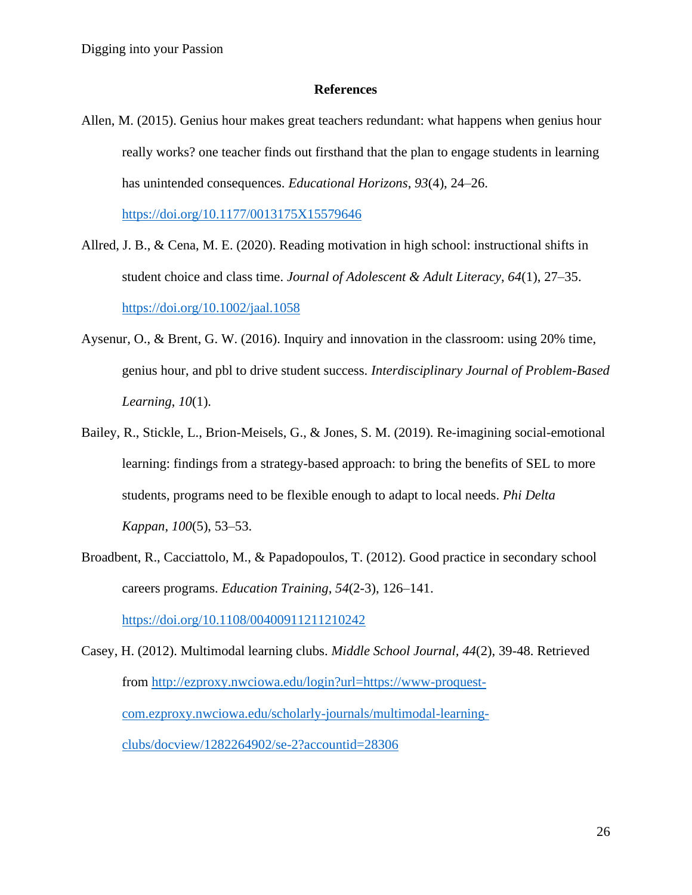## References

Allen, M. (2015). Genius hour makes great teachers redundant: what happens when genius hour really works? one teacher finds out firsthand that the plan to engage students in learning has unintended consequences. *Educational Horizons*, *93*(4), 24–26. https://doi.org/10.1177/0013175X15579646

Allred, J. B., & Cena, M. E. (2020). Reading motivation in high school: instructional shifts in student choice and class time. *Journal of Adolescent & Adult Literacy*, *64*(1), 27–35. https://doi.org/10.1002/jaal.1058

Aysenur, O., & Brent, G. W. (2016). Inquiry and innovation in the classroom: using 20% time, genius hour, and pbl to drive student success. *Interdisciplinary Journal of Problem-Based Learning*, *10*(1).

Bailey, R., Stickle, L., Brion-Meisels, G., & Jones, S. M. (2019). Re-imagining social-emotional learning: findings from a strategy-based approach: to bring the benefits of SEL to more students, programs need to be flexible enough to adapt to local needs. *Phi Delta Kappan*, *100*(5), 53–53.

Broadbent, R., Cacciattolo, M., & Papadopoulos, T. (2012). Good practice in secondary school careers programs. *Education Training*, *54*(2-3), 126–141. https://doi.org/10.1108/00400911211210242

Casey, H. (2012). Multimodal learning clubs. *Middle School Journal*, *44*(2), 39-48. Retrieved from http://ezproxy.nwciowa.edu/login?url=https://www-proquest-com.ezproxy.nwciowa.edu/scholarly-journals/multimodal-learning-clubs/docview/1282264902/se-2?accountid=28306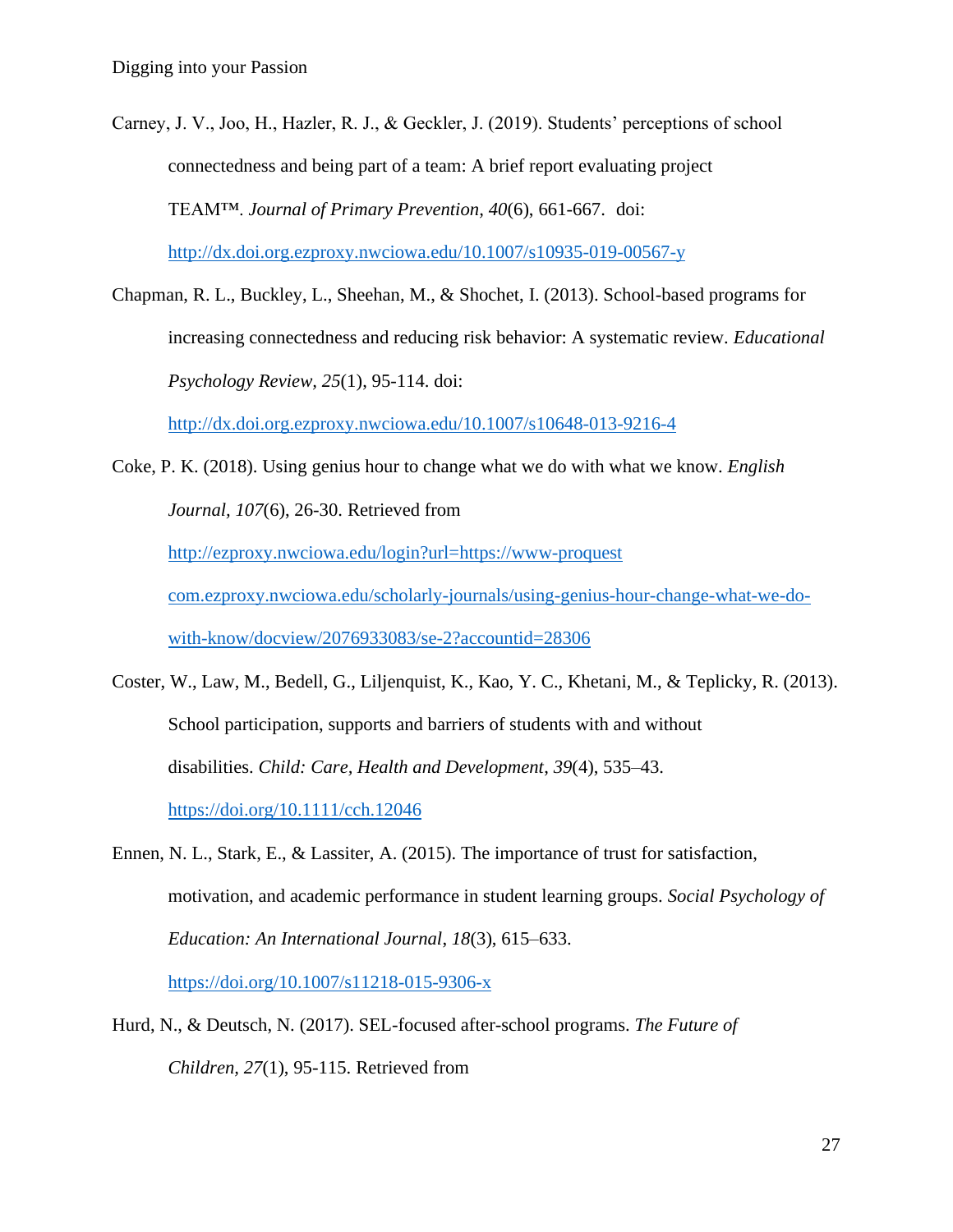Carney, J. V., Joo, H., Hazler, R. J., & Geckler, J. (2019). Students' perceptions of school connectedness and being part of a team: A brief report evaluating project TEAM™. *Journal of Primary Prevention, 40*(6), 661-667. doi: http://dx.doi.org.ezproxy.nwciowa.edu/10.1007/s10935-019-00567-y

Chapman, R. L., Buckley, L., Sheehan, M., & Shochet, I. (2013). School-based programs for increasing connectedness and reducing risk behavior: A systematic review. *Educational Psychology Review, 25*(1), 95-114. doi: http://dx.doi.org.ezproxy.nwciowa.edu/10.1007/s10648-013-9216-4

Coke, P. K. (2018). Using genius hour to change what we do with what we know. *English Journal, 107*(6), 26-30. Retrieved from http://ezproxy.nwciowa.edu/login?url=https://www-proquest com.ezproxy.nwciowa.edu/scholarly-journals/using-genius-hour-change-what-we-do-with-know/docview/2076933083/se-2?accountid=28306

Coster, W., Law, M., Bedell, G., Liljenquist, K., Kao, Y. C., Khetani, M., & Teplicky, R. (2013). School participation, supports and barriers of students with and without disabilities. *Child: Care, Health and Development*, *39*(4), 535–43. https://doi.org/10.1111/cch.12046

Ennen, N. L., Stark, E., & Lassiter, A. (2015). The importance of trust for satisfaction, motivation, and academic performance in student learning groups. *Social Psychology of Education: An International Journal*, *18*(3), 615–633. https://doi.org/10.1007/s11218-015-9306-x

Hurd, N., & Deutsch, N. (2017). SEL-focused after-school programs. *The Future of Children, 27*(1), 95-115. Retrieved from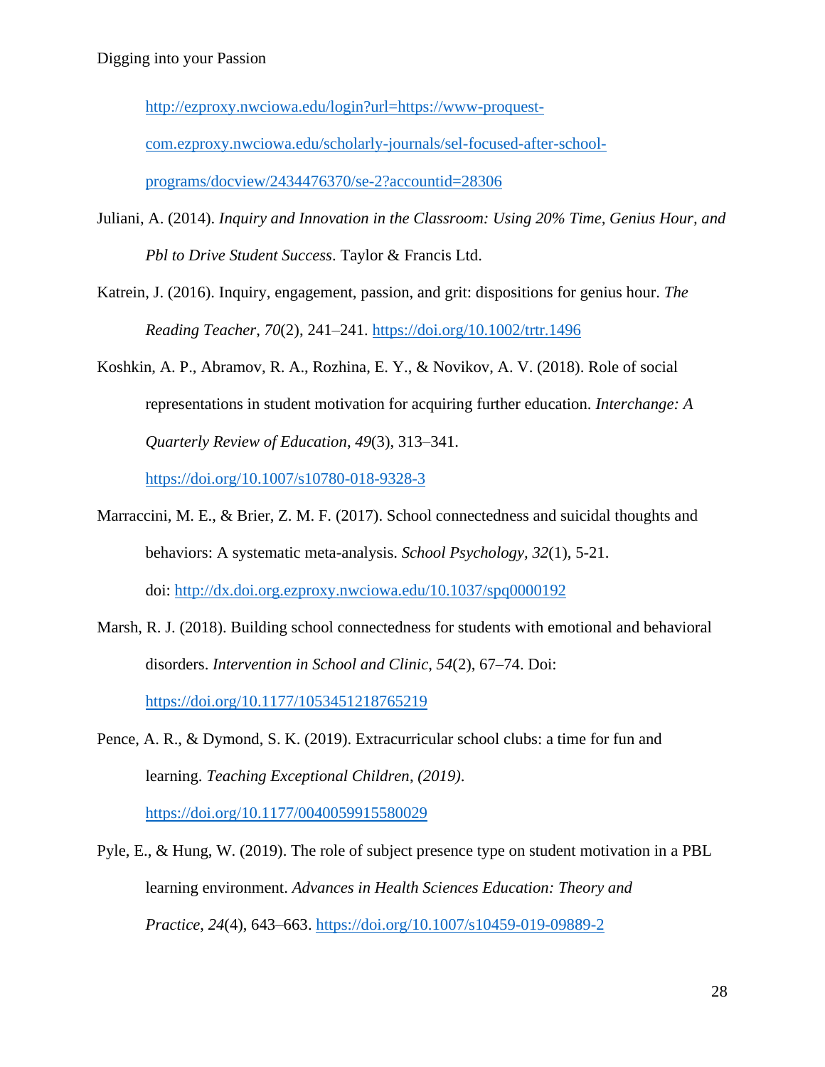http://ezproxy.nwciowa.edu/login?url=https://www-proquest-com.ezproxy.nwciowa.edu/scholarly-journals/sel-focused-after-school-programs/docview/2434476370/se-2?accountid=28306

Juliani, A. (2014). *Inquiry and Innovation in the Classroom: Using 20% Time, Genius Hour, and Pbl to Drive Student Success*. Taylor & Francis Ltd.

Katrein, J. (2016). Inquiry, engagement, passion, and grit: dispositions for genius hour. *The Reading Teacher*, *70*(2), 241–241. https://doi.org/10.1002/trtr.1496

Koshkin, A. P., Abramov, R. A., Rozhina, E. Y., & Novikov, A. V. (2018). Role of social representations in student motivation for acquiring further education. *Interchange: A Quarterly Review of Education*, *49*(3), 313–341. https://doi.org/10.1007/s10780-018-9328-3

Marraccini, M. E., & Brier, Z. M. F. (2017). School connectedness and suicidal thoughts and behaviors: A systematic meta-analysis. *School Psychology, 32*(1), 5-21. doi: http://dx.doi.org.ezproxy.nwciowa.edu/10.1037/spq0000192

Marsh, R. J. (2018). Building school connectedness for students with emotional and behavioral disorders. *Intervention in School and Clinic*, *54*(2), 67–74. Doi: https://doi.org/10.1177/1053451218765219

Pence, A. R., & Dymond, S. K. (2019). Extracurricular school clubs: a time for fun and learning. *Teaching Exceptional Children*, *(2019)*. https://doi.org/10.1177/0040059915580029

Pyle, E., & Hung, W. (2019). The role of subject presence type on student motivation in a PBL learning environment. *Advances in Health Sciences Education: Theory and Practice*, *24*(4), 643–663. https://doi.org/10.1007/s10459-019-09889-2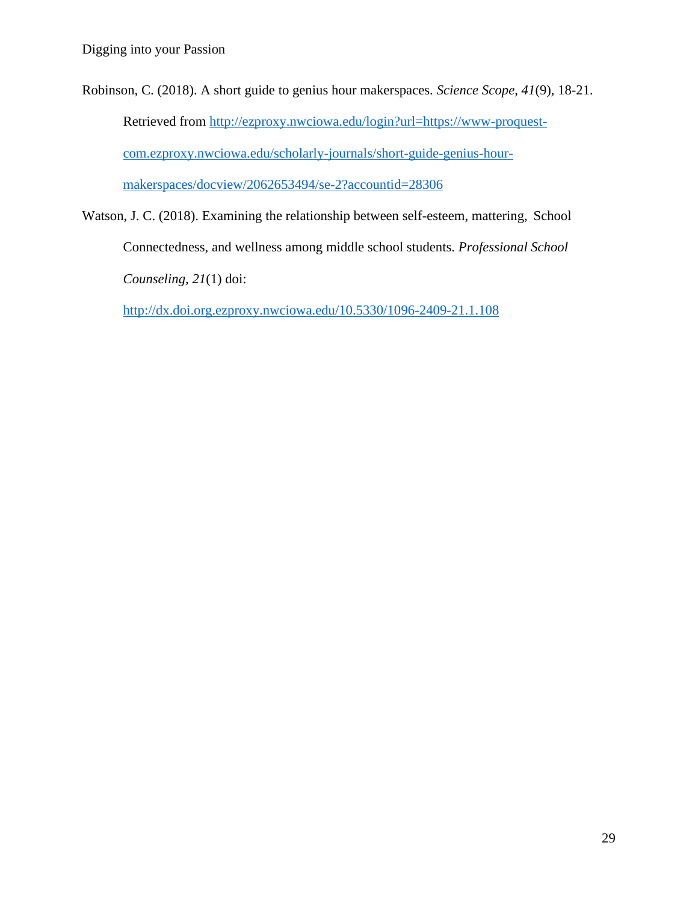Robinson, C. (2018). A short guide to genius hour makerspaces. *Science Scope, 41*(9), 18-21. Retrieved from http://ezproxy.nwciowa.edu/login?url=https://www-proquest-com.ezproxy.nwciowa.edu/scholarly-journals/short-guide-genius-hour-makerspaces/docview/2062653494/se-2?accountid=28306

Watson, J. C. (2018). Examining the relationship between self-esteem, mattering, School Connectedness, and wellness among middle school students. *Professional School Counseling, 21*(1) doi: http://dx.doi.org.ezproxy.nwciowa.edu/10.5330/1096-2409-21.1.108